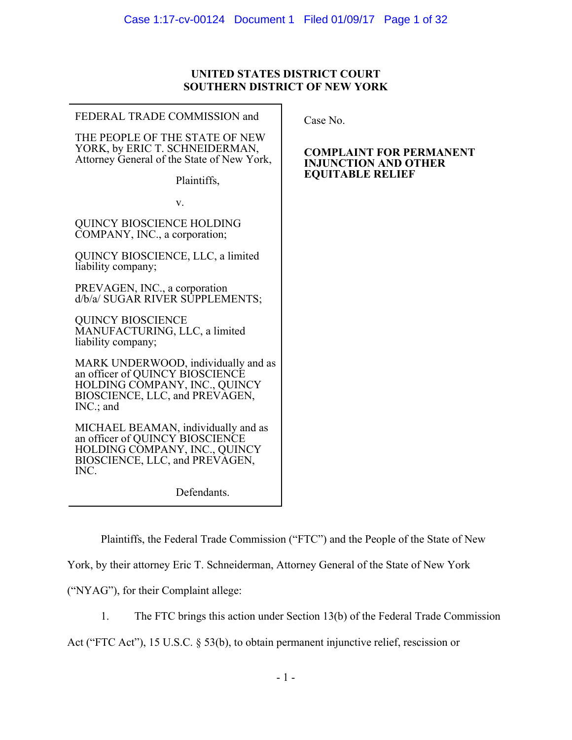**UNITED STATES DISTRICT COURT**
**SOUTHERN DISTRICT OF NEW YORK**

FEDERAL TRADE COMMISSION and

THE PEOPLE OF THE STATE OF NEW YORK, by ERIC T. SCHNEIDERMAN, Attorney General of the State of New York,

Plaintiffs,

v.

QUINCY BIOSCIENCE HOLDING COMPANY, INC., a corporation;

QUINCY BIOSCIENCE, LLC, a limited liability company;

PREVAGEN, INC., a corporation d/b/a/ SUGAR RIVER SUPPLEMENTS;

QUINCY BIOSCIENCE MANUFACTURING, LLC, a limited liability company;

MARK UNDERWOOD, individually and as an officer of QUINCY BIOSCIENCE HOLDING COMPANY, INC., QUINCY BIOSCIENCE, LLC, and PREVAGEN, INC.; and

MICHAEL BEAMAN, individually and as an officer of QUINCY BIOSCIENCE HOLDING COMPANY, INC., QUINCY BIOSCIENCE, LLC, and PREVAGEN, INC.

Defendants.

Case No.

**COMPLAINT FOR PERMANENT INJUNCTION AND OTHER EQUITABLE RELIEF**

Plaintiffs, the Federal Trade Commission ("FTC") and the People of the State of New York, by their attorney Eric T. Schneiderman, Attorney General of the State of New York ("NYAG"), for their Complaint allege:

1. The FTC brings this action under Section 13(b) of the Federal Trade Commission Act ("FTC Act"), 15 U.S.C. § 53(b), to obtain permanent injunctive relief, rescission or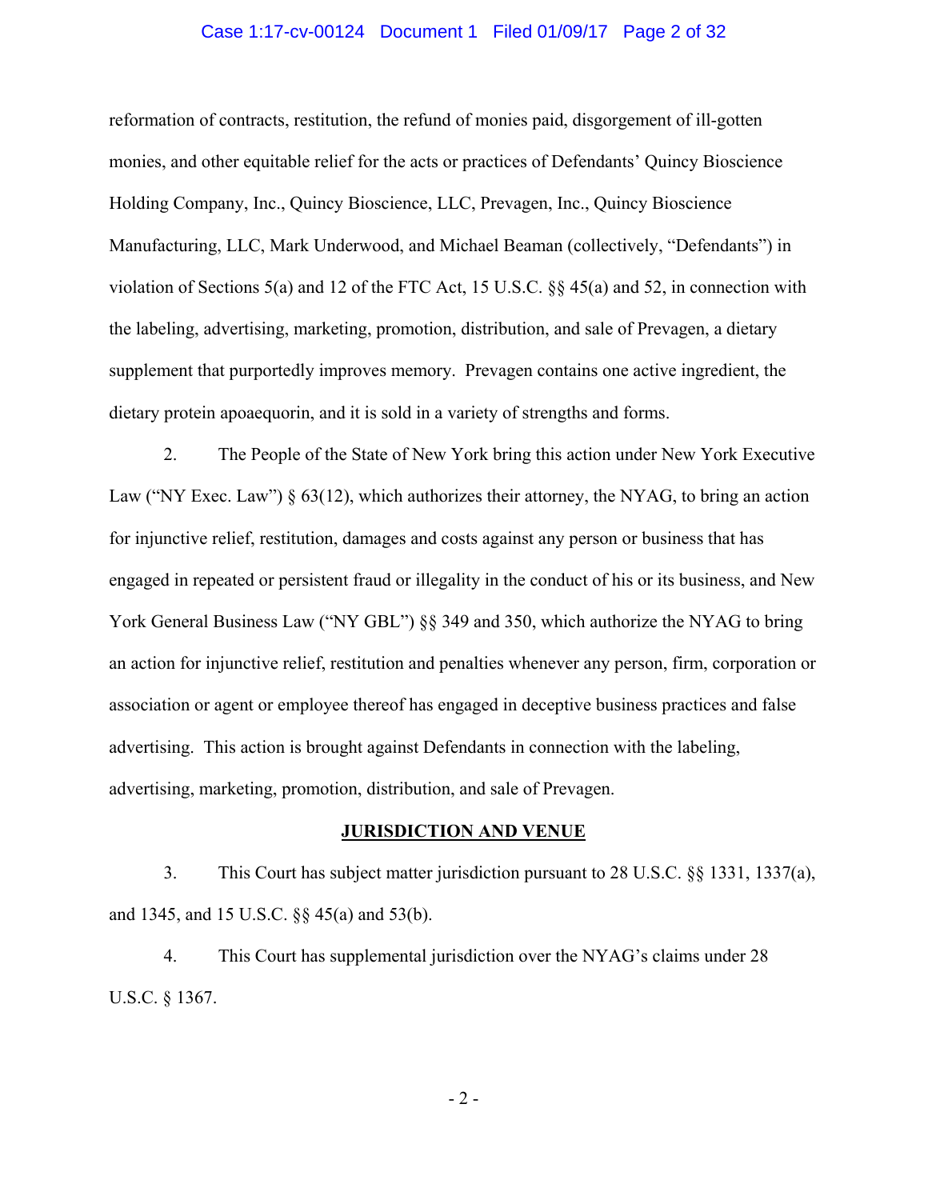reformation of contracts, restitution, the refund of monies paid, disgorgement of ill-gotten monies, and other equitable relief for the acts or practices of Defendants' Quincy Bioscience Holding Company, Inc., Quincy Bioscience, LLC, Prevagen, Inc., Quincy Bioscience Manufacturing, LLC, Mark Underwood, and Michael Beaman (collectively, "Defendants") in violation of Sections 5(a) and 12 of the FTC Act, 15 U.S.C. §§ 45(a) and 52, in connection with the labeling, advertising, marketing, promotion, distribution, and sale of Prevagen, a dietary supplement that purportedly improves memory. Prevagen contains one active ingredient, the dietary protein apoaequorin, and it is sold in a variety of strengths and forms.

2. The People of the State of New York bring this action under New York Executive Law ("NY Exec. Law") § 63(12), which authorizes their attorney, the NYAG, to bring an action for injunctive relief, restitution, damages and costs against any person or business that has engaged in repeated or persistent fraud or illegality in the conduct of his or its business, and New York General Business Law ("NY GBL") §§ 349 and 350, which authorize the NYAG to bring an action for injunctive relief, restitution and penalties whenever any person, firm, corporation or association or agent or employee thereof has engaged in deceptive business practices and false advertising. This action is brought against Defendants in connection with the labeling, advertising, marketing, promotion, distribution, and sale of Prevagen.

## JURISDICTION AND VENUE

3. This Court has subject matter jurisdiction pursuant to 28 U.S.C. §§ 1331, 1337(a), and 1345, and 15 U.S.C. §§ 45(a) and 53(b).

4. This Court has supplemental jurisdiction over the NYAG's claims under 28 U.S.C. § 1367.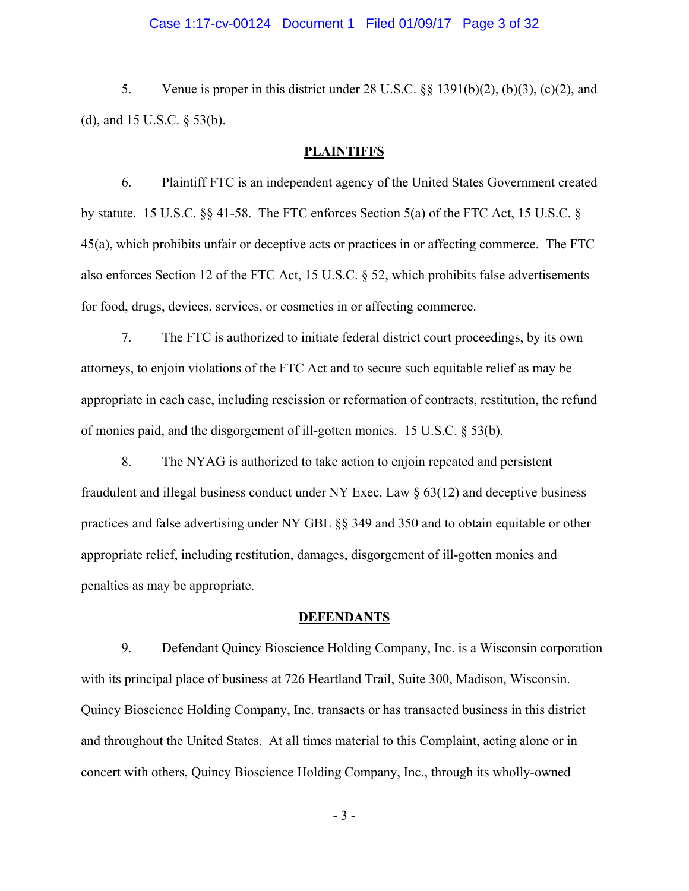5. Venue is proper in this district under 28 U.S.C. §§ 1391(b)(2), (b)(3), (c)(2), and (d), and 15 U.S.C. § 53(b).

## PLAINTIFFS

6. Plaintiff FTC is an independent agency of the United States Government created by statute. 15 U.S.C. §§ 41-58. The FTC enforces Section 5(a) of the FTC Act, 15 U.S.C. § 45(a), which prohibits unfair or deceptive acts or practices in or affecting commerce. The FTC also enforces Section 12 of the FTC Act, 15 U.S.C. § 52, which prohibits false advertisements for food, drugs, devices, services, or cosmetics in or affecting commerce.

7. The FTC is authorized to initiate federal district court proceedings, by its own attorneys, to enjoin violations of the FTC Act and to secure such equitable relief as may be appropriate in each case, including rescission or reformation of contracts, restitution, the refund of monies paid, and the disgorgement of ill-gotten monies. 15 U.S.C. § 53(b).

8. The NYAG is authorized to take action to enjoin repeated and persistent fraudulent and illegal business conduct under NY Exec. Law § 63(12) and deceptive business practices and false advertising under NY GBL §§ 349 and 350 and to obtain equitable or other appropriate relief, including restitution, damages, disgorgement of ill-gotten monies and penalties as may be appropriate.

## DEFENDANTS

9. Defendant Quincy Bioscience Holding Company, Inc. is a Wisconsin corporation with its principal place of business at 726 Heartland Trail, Suite 300, Madison, Wisconsin. Quincy Bioscience Holding Company, Inc. transacts or has transacted business in this district and throughout the United States. At all times material to this Complaint, acting alone or in concert with others, Quincy Bioscience Holding Company, Inc., through its wholly-owned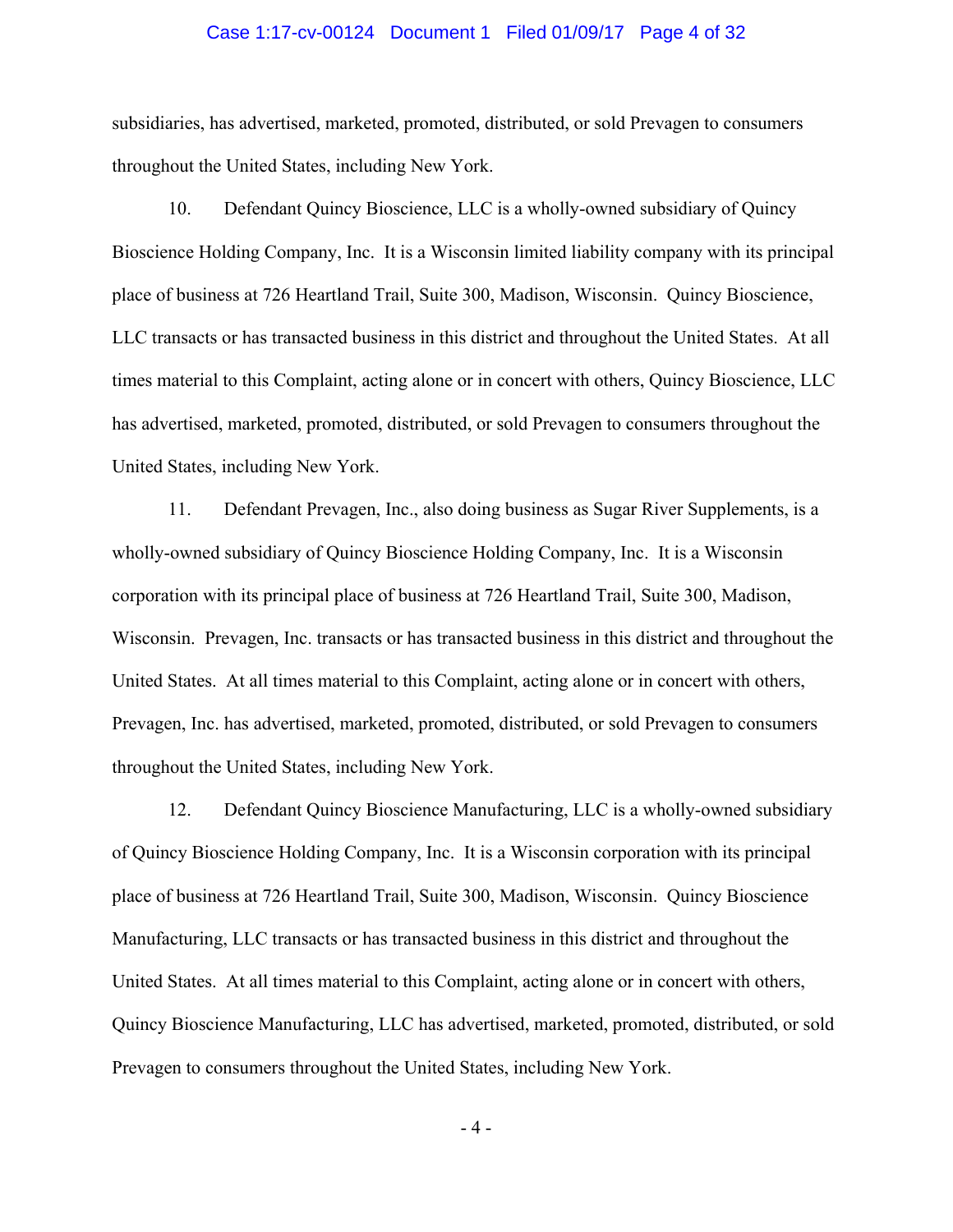subsidiaries, has advertised, marketed, promoted, distributed, or sold Prevagen to consumers throughout the United States, including New York.

10. Defendant Quincy Bioscience, LLC is a wholly-owned subsidiary of Quincy Bioscience Holding Company, Inc. It is a Wisconsin limited liability company with its principal place of business at 726 Heartland Trail, Suite 300, Madison, Wisconsin. Quincy Bioscience, LLC transacts or has transacted business in this district and throughout the United States. At all times material to this Complaint, acting alone or in concert with others, Quincy Bioscience, LLC has advertised, marketed, promoted, distributed, or sold Prevagen to consumers throughout the United States, including New York.

11. Defendant Prevagen, Inc., also doing business as Sugar River Supplements, is a wholly-owned subsidiary of Quincy Bioscience Holding Company, Inc. It is a Wisconsin corporation with its principal place of business at 726 Heartland Trail, Suite 300, Madison, Wisconsin. Prevagen, Inc. transacts or has transacted business in this district and throughout the United States. At all times material to this Complaint, acting alone or in concert with others, Prevagen, Inc. has advertised, marketed, promoted, distributed, or sold Prevagen to consumers throughout the United States, including New York.

12. Defendant Quincy Bioscience Manufacturing, LLC is a wholly-owned subsidiary of Quincy Bioscience Holding Company, Inc. It is a Wisconsin corporation with its principal place of business at 726 Heartland Trail, Suite 300, Madison, Wisconsin. Quincy Bioscience Manufacturing, LLC transacts or has transacted business in this district and throughout the United States. At all times material to this Complaint, acting alone or in concert with others, Quincy Bioscience Manufacturing, LLC has advertised, marketed, promoted, distributed, or sold Prevagen to consumers throughout the United States, including New York.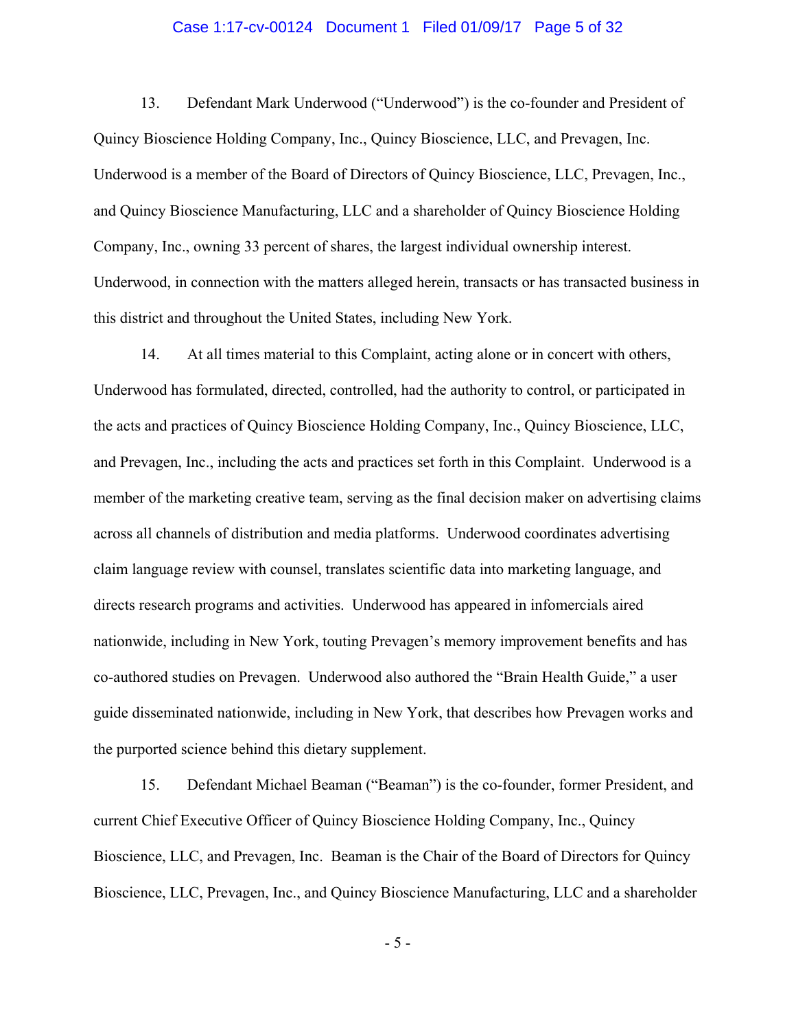13. Defendant Mark Underwood ("Underwood") is the co-founder and President of Quincy Bioscience Holding Company, Inc., Quincy Bioscience, LLC, and Prevagen, Inc. Underwood is a member of the Board of Directors of Quincy Bioscience, LLC, Prevagen, Inc., and Quincy Bioscience Manufacturing, LLC and a shareholder of Quincy Bioscience Holding Company, Inc., owning 33 percent of shares, the largest individual ownership interest. Underwood, in connection with the matters alleged herein, transacts or has transacted business in this district and throughout the United States, including New York.

14. At all times material to this Complaint, acting alone or in concert with others, Underwood has formulated, directed, controlled, had the authority to control, or participated in the acts and practices of Quincy Bioscience Holding Company, Inc., Quincy Bioscience, LLC, and Prevagen, Inc., including the acts and practices set forth in this Complaint. Underwood is a member of the marketing creative team, serving as the final decision maker on advertising claims across all channels of distribution and media platforms. Underwood coordinates advertising claim language review with counsel, translates scientific data into marketing language, and directs research programs and activities. Underwood has appeared in infomercials aired nationwide, including in New York, touting Prevagen's memory improvement benefits and has co-authored studies on Prevagen. Underwood also authored the "Brain Health Guide," a user guide disseminated nationwide, including in New York, that describes how Prevagen works and the purported science behind this dietary supplement.

15. Defendant Michael Beaman ("Beaman") is the co-founder, former President, and current Chief Executive Officer of Quincy Bioscience Holding Company, Inc., Quincy Bioscience, LLC, and Prevagen, Inc. Beaman is the Chair of the Board of Directors for Quincy Bioscience, LLC, Prevagen, Inc., and Quincy Bioscience Manufacturing, LLC and a shareholder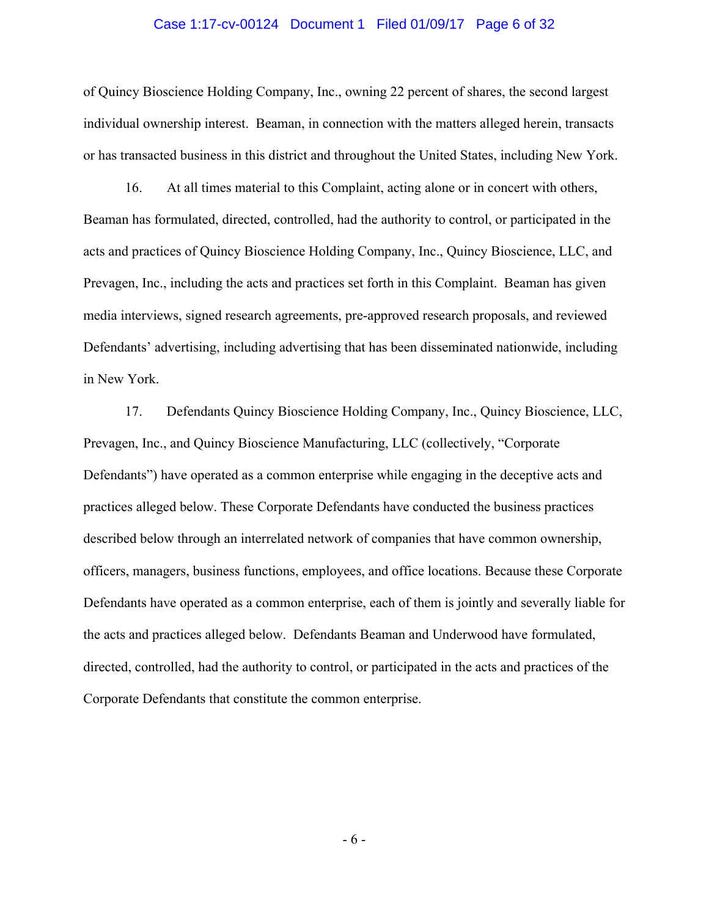of Quincy Bioscience Holding Company, Inc., owning 22 percent of shares, the second largest individual ownership interest. Beaman, in connection with the matters alleged herein, transacts or has transacted business in this district and throughout the United States, including New York.

16. At all times material to this Complaint, acting alone or in concert with others, Beaman has formulated, directed, controlled, had the authority to control, or participated in the acts and practices of Quincy Bioscience Holding Company, Inc., Quincy Bioscience, LLC, and Prevagen, Inc., including the acts and practices set forth in this Complaint. Beaman has given media interviews, signed research agreements, pre-approved research proposals, and reviewed Defendants' advertising, including advertising that has been disseminated nationwide, including in New York.

17. Defendants Quincy Bioscience Holding Company, Inc., Quincy Bioscience, LLC, Prevagen, Inc., and Quincy Bioscience Manufacturing, LLC (collectively, "Corporate Defendants") have operated as a common enterprise while engaging in the deceptive acts and practices alleged below. These Corporate Defendants have conducted the business practices described below through an interrelated network of companies that have common ownership, officers, managers, business functions, employees, and office locations. Because these Corporate Defendants have operated as a common enterprise, each of them is jointly and severally liable for the acts and practices alleged below. Defendants Beaman and Underwood have formulated, directed, controlled, had the authority to control, or participated in the acts and practices of the Corporate Defendants that constitute the common enterprise.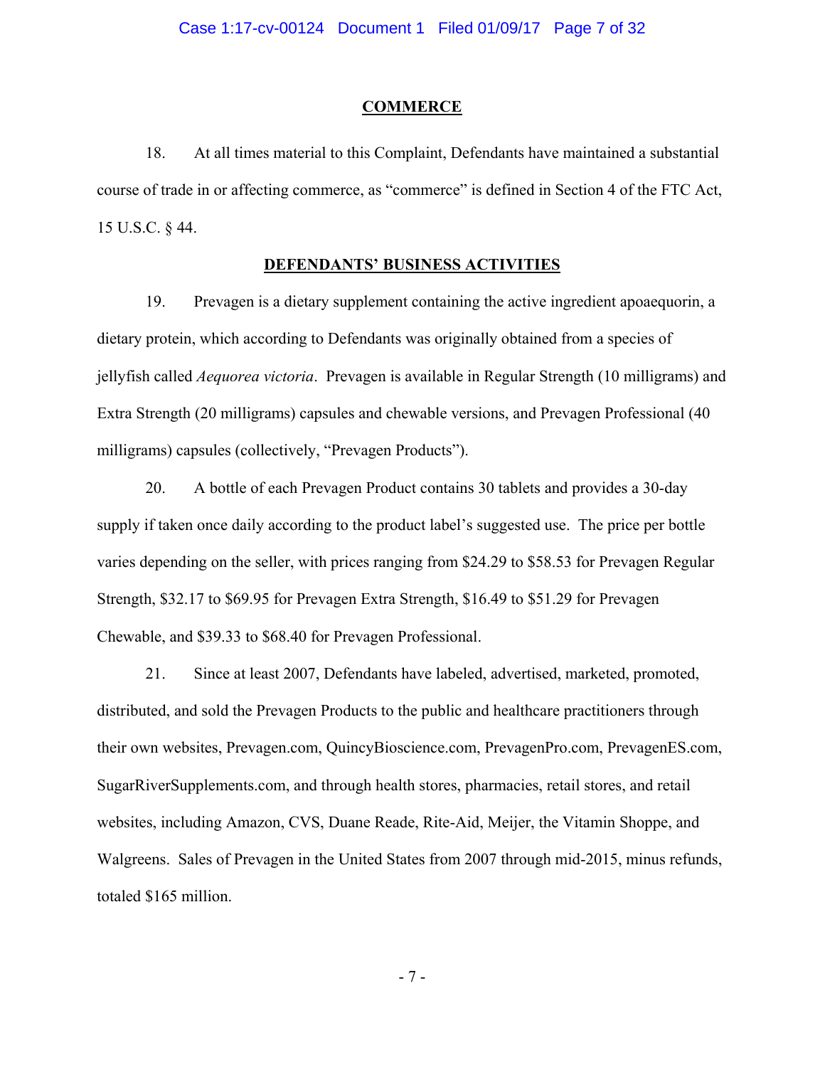## COMMERCE

18. At all times material to this Complaint, Defendants have maintained a substantial course of trade in or affecting commerce, as "commerce" is defined in Section 4 of the FTC Act, 15 U.S.C. § 44.

## DEFENDANTS' BUSINESS ACTIVITIES

19. Prevagen is a dietary supplement containing the active ingredient apoaequorin, a dietary protein, which according to Defendants was originally obtained from a species of jellyfish called *Aequorea victoria*. Prevagen is available in Regular Strength (10 milligrams) and Extra Strength (20 milligrams) capsules and chewable versions, and Prevagen Professional (40 milligrams) capsules (collectively, "Prevagen Products").

20. A bottle of each Prevagen Product contains 30 tablets and provides a 30-day supply if taken once daily according to the product label's suggested use. The price per bottle varies depending on the seller, with prices ranging from $24.29 to $58.53 for Prevagen Regular Strength, $32.17 to $69.95 for Prevagen Extra Strength, $16.49 to $51.29 for Prevagen Chewable, and $39.33 to $68.40 for Prevagen Professional.

21. Since at least 2007, Defendants have labeled, advertised, marketed, promoted, distributed, and sold the Prevagen Products to the public and healthcare practitioners through their own websites, Prevagen.com, QuincyBioscience.com, PrevagenPro.com, PrevagenES.com, SugarRiverSupplements.com, and through health stores, pharmacies, retail stores, and retail websites, including Amazon, CVS, Duane Reade, Rite-Aid, Meijer, the Vitamin Shoppe, and Walgreens. Sales of Prevagen in the United States from 2007 through mid-2015, minus refunds, totaled $165 million.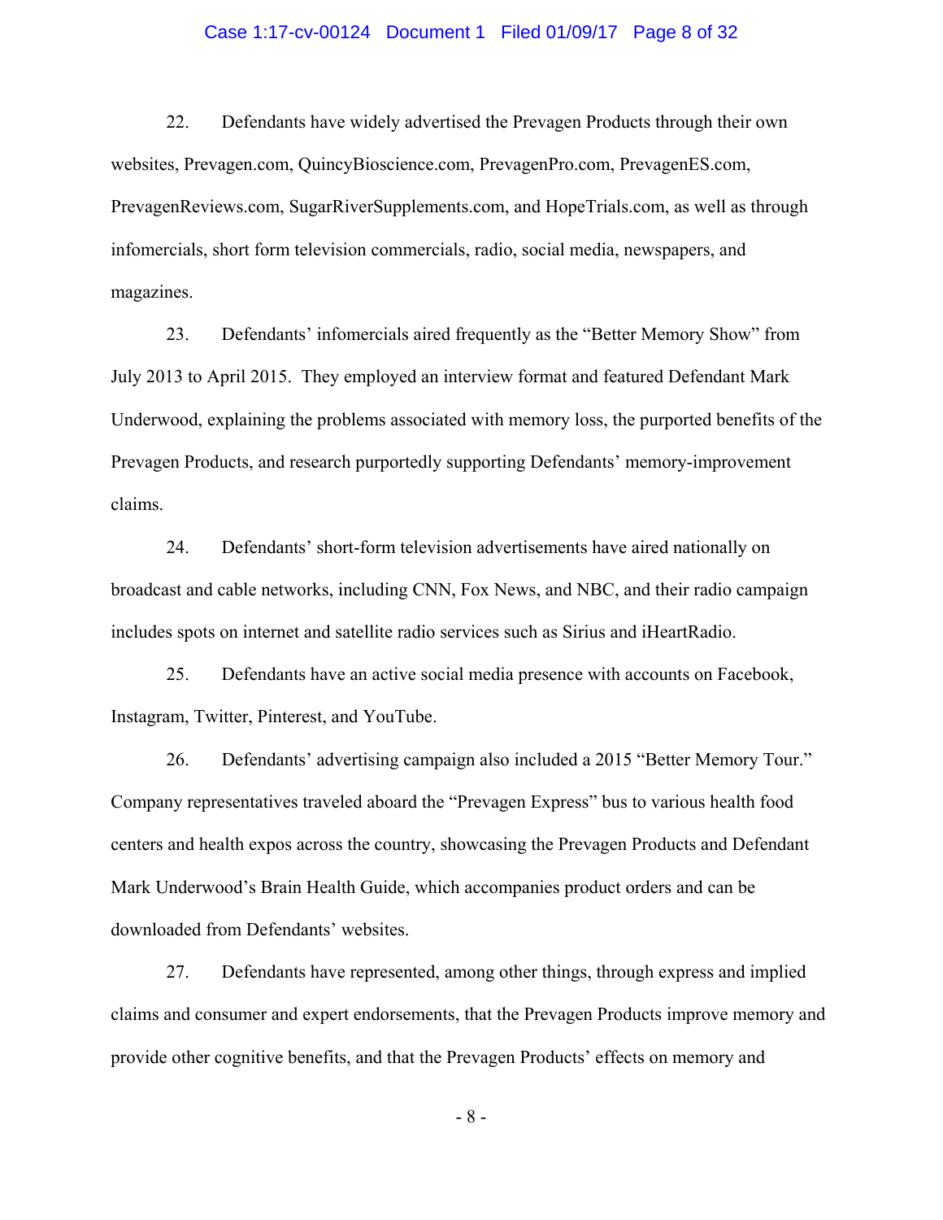22. Defendants have widely advertised the Prevagen Products through their own websites, Prevagen.com, QuincyBioscience.com, PrevagenPro.com, PrevagenES.com, PrevagenReviews.com, SugarRiverSupplements.com, and HopeTrials.com, as well as through infomercials, short form television commercials, radio, social media, newspapers, and magazines.

23. Defendants' infomercials aired frequently as the "Better Memory Show" from July 2013 to April 2015. They employed an interview format and featured Defendant Mark Underwood, explaining the problems associated with memory loss, the purported benefits of the Prevagen Products, and research purportedly supporting Defendants' memory-improvement claims.

24. Defendants' short-form television advertisements have aired nationally on broadcast and cable networks, including CNN, Fox News, and NBC, and their radio campaign includes spots on internet and satellite radio services such as Sirius and iHeartRadio.

25. Defendants have an active social media presence with accounts on Facebook, Instagram, Twitter, Pinterest, and YouTube.

26. Defendants' advertising campaign also included a 2015 "Better Memory Tour." Company representatives traveled aboard the "Prevagen Express" bus to various health food centers and health expos across the country, showcasing the Prevagen Products and Defendant Mark Underwood's Brain Health Guide, which accompanies product orders and can be downloaded from Defendants' websites.

27. Defendants have represented, among other things, through express and implied claims and consumer and expert endorsements, that the Prevagen Products improve memory and provide other cognitive benefits, and that the Prevagen Products' effects on memory and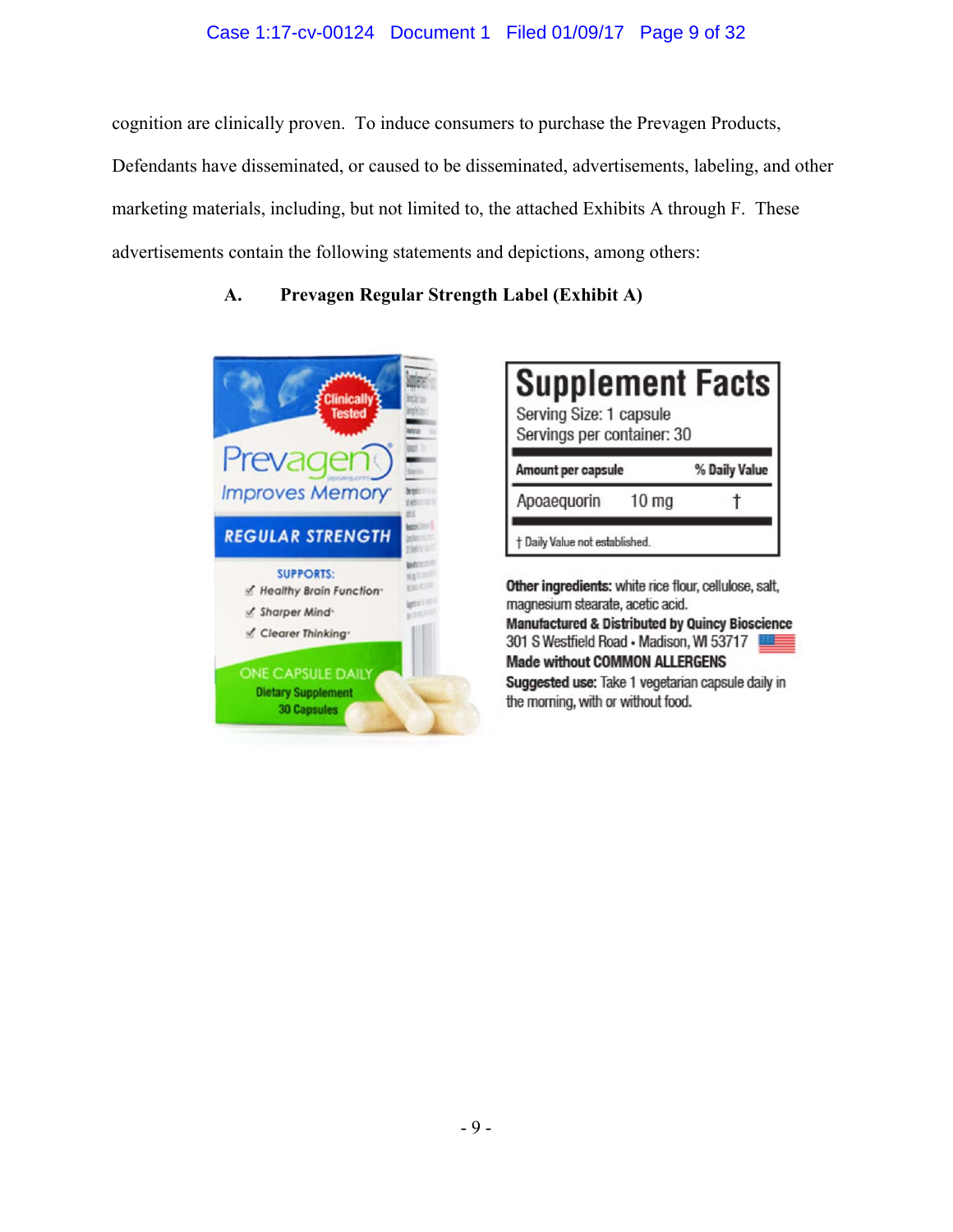cognition are clinically proven. To induce consumers to purchase the Prevagen Products, Defendants have disseminated, or caused to be disseminated, advertisements, labeling, and other marketing materials, including, but not limited to, the attached Exhibits A through F. These advertisements contain the following statements and depictions, among others:

**A. Prevagen Regular Strength Label (Exhibit A)**

Clinically Tested

Prevagen®
Improves Memory*

REGULAR STRENGTH

SUPPORTS:
- Healthy Brain Function*
- Sharper Mind*
- Clearer Thinking*

ONE CAPSULE DAILY
Dietary Supplement
30 Capsules

**Supplement Facts**

Serving Size: 1 capsule
Servings per container: 30

| Amount per capsule | | % Daily Value |
|---|---|---|
| Apoaequorin | 10 mg | † |

† Daily Value not established.

**Other ingredients:** white rice flour, cellulose, salt, magnesium stearate, acetic acid.

**Manufactured & Distributed by Quincy Bioscience**
301 S Westfield Road • Madison, WI 53717

**Made without COMMON ALLERGENS**

**Suggested use:** Take 1 vegetarian capsule daily in the morning, with or without food.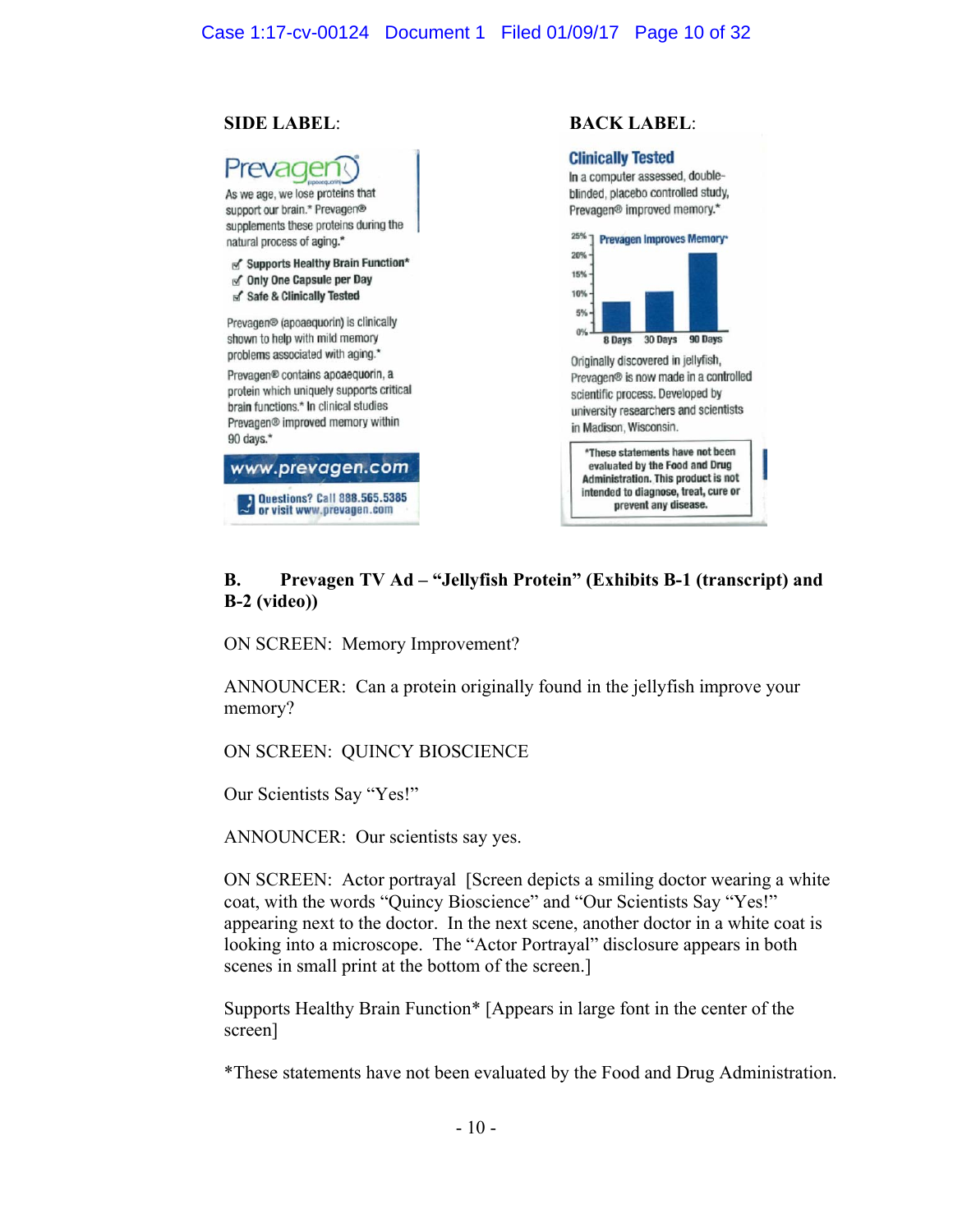**SIDE LABEL**:

Prevagen (apoaequorin)

As we age, we lose proteins that support our brain.* Prevagen® supplements these proteins during the natural process of aging.*

- Supports Healthy Brain Function*
- Only One Capsule per Day
- Safe & Clinically Tested

Prevagen® (apoaequorin) is clinically shown to help with mild memory problems associated with aging.*

Prevagen® contains apoaequorin, a protein which uniquely supports critical brain functions.* In clinical studies Prevagen® improved memory within 90 days.*

www.prevagen.com

Questions? Call 888.565.5385 or visit www.prevagen.com

**BACK LABEL**:

**Clinically Tested**

In a computer assessed, double-blinded, placebo controlled study, Prevagen® improved memory.*

Prevagen Improves Memory*

| | 8 Days | 30 Days | 90 Days |
|---|---|---|---|
| (Y-axis: 0%, 5%, 10%, 15%, 20%, 25%) | | | |

Originally discovered in jellyfish, Prevagen® is now made in a controlled scientific process. Developed by university researchers and scientists in Madison, Wisconsin.

*These statements have not been evaluated by the Food and Drug Administration. This product is not intended to diagnose, treat, cure or prevent any disease.

**B. Prevagen TV Ad – "Jellyfish Protein" (Exhibits B-1 (transcript) and B-2 (video))**

ON SCREEN: Memory Improvement?

ANNOUNCER: Can a protein originally found in the jellyfish improve your memory?

ON SCREEN: QUINCY BIOSCIENCE

Our Scientists Say "Yes!"

ANNOUNCER: Our scientists say yes.

ON SCREEN: Actor portrayal [Screen depicts a smiling doctor wearing a white coat, with the words "Quincy Bioscience" and "Our Scientists Say "Yes!" appearing next to the doctor. In the next scene, another doctor in a white coat is looking into a microscope. The "Actor Portrayal" disclosure appears in both scenes in small print at the bottom of the screen.]

Supports Healthy Brain Function* [Appears in large font in the center of the screen]

*These statements have not been evaluated by the Food and Drug Administration.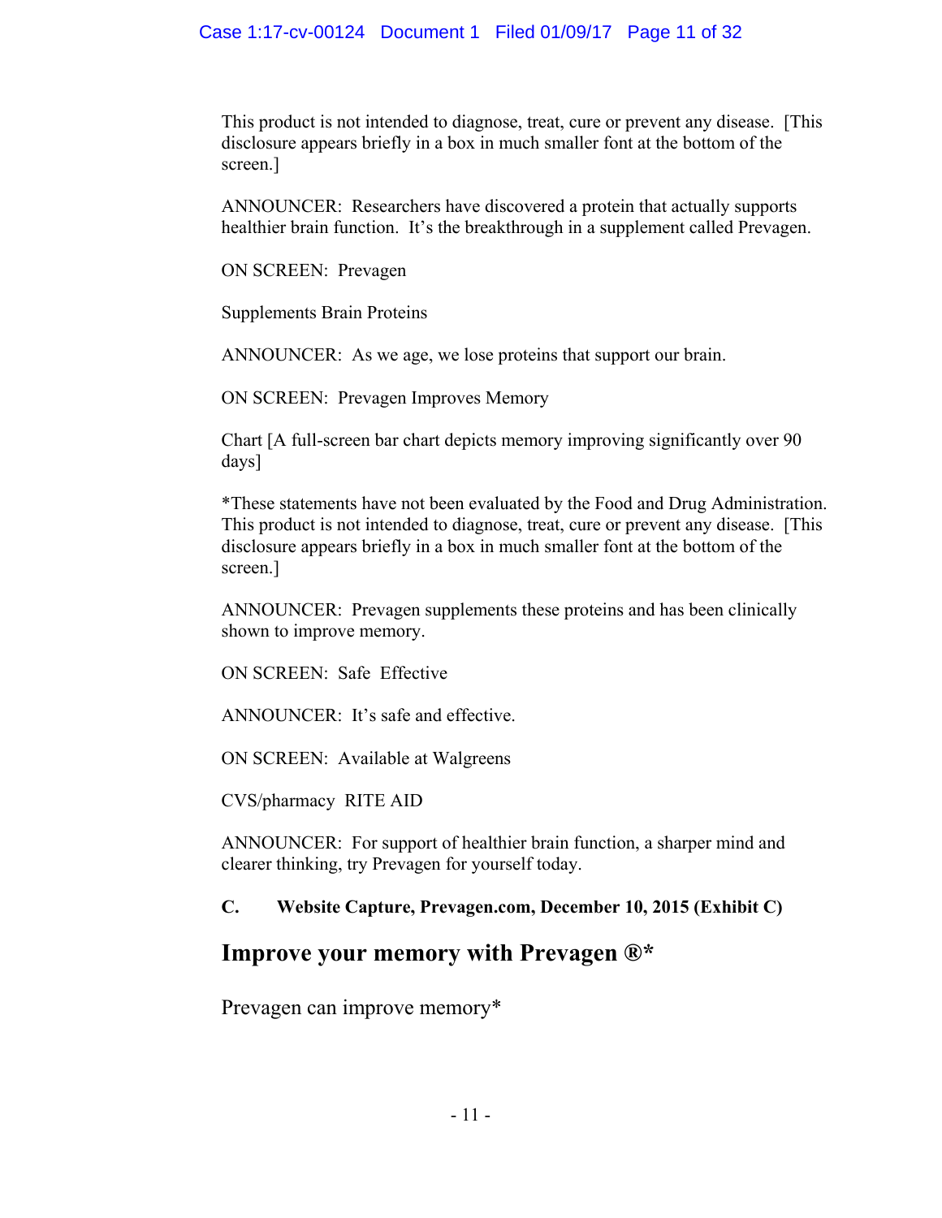This product is not intended to diagnose, treat, cure or prevent any disease. [This disclosure appears briefly in a box in much smaller font at the bottom of the screen.]

ANNOUNCER: Researchers have discovered a protein that actually supports healthier brain function. It's the breakthrough in a supplement called Prevagen.

ON SCREEN: Prevagen

Supplements Brain Proteins

ANNOUNCER: As we age, we lose proteins that support our brain.

ON SCREEN: Prevagen Improves Memory

Chart [A full-screen bar chart depicts memory improving significantly over 90 days]

*These statements have not been evaluated by the Food and Drug Administration. This product is not intended to diagnose, treat, cure or prevent any disease. [This disclosure appears briefly in a box in much smaller font at the bottom of the screen.]

ANNOUNCER: Prevagen supplements these proteins and has been clinically shown to improve memory.

ON SCREEN: Safe Effective

ANNOUNCER: It's safe and effective.

ON SCREEN: Available at Walgreens

CVS/pharmacy RITE AID

ANNOUNCER: For support of healthier brain function, a sharper mind and clearer thinking, try Prevagen for yourself today.

**C. Website Capture, Prevagen.com, December 10, 2015 (Exhibit C)**

## Improve your memory with Prevagen ®*

Prevagen can improve memory*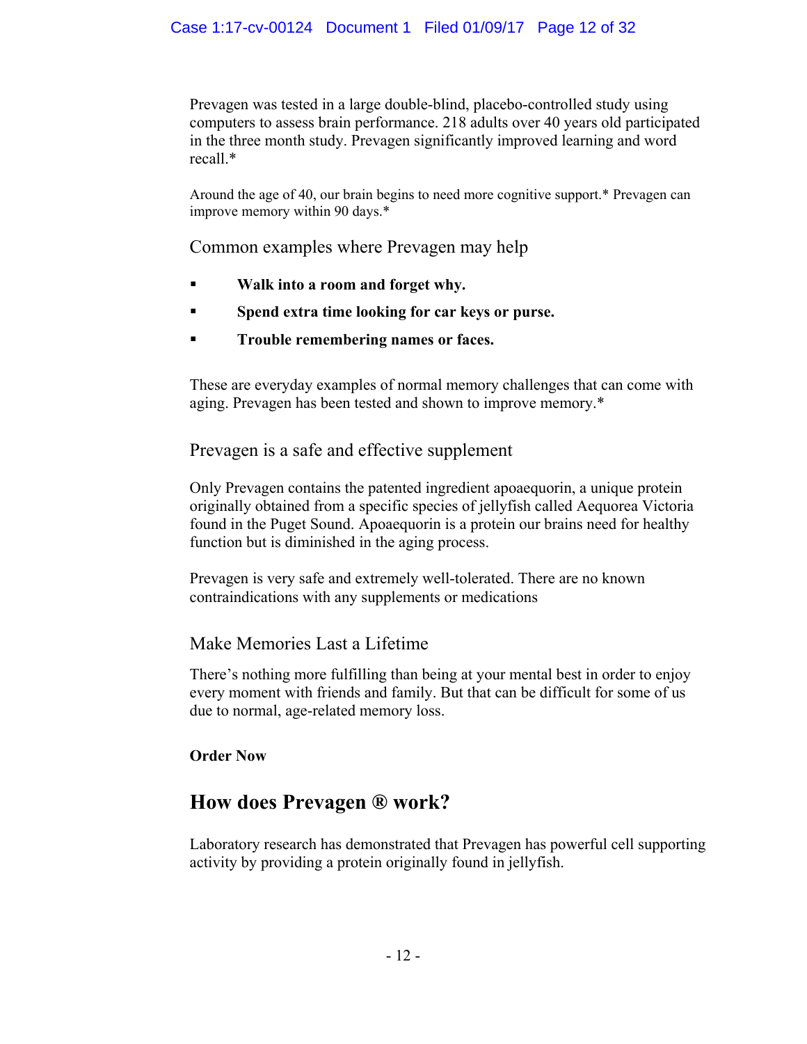Prevagen was tested in a large double-blind, placebo-controlled study using computers to assess brain performance. 218 adults over 40 years old participated in the three month study. Prevagen significantly improved learning and word recall.*

Around the age of 40, our brain begins to need more cognitive support.* Prevagen can improve memory within 90 days.*

### Common examples where Prevagen may help

- **Walk into a room and forget why.**
- **Spend extra time looking for car keys or purse.**
- **Trouble remembering names or faces.**

These are everyday examples of normal memory challenges that can come with aging. Prevagen has been tested and shown to improve memory.*

### Prevagen is a safe and effective supplement

Only Prevagen contains the patented ingredient apoaequorin, a unique protein originally obtained from a specific species of jellyfish called Aequorea Victoria found in the Puget Sound. Apoaequorin is a protein our brains need for healthy function but is diminished in the aging process.

Prevagen is very safe and extremely well-tolerated. There are no known contraindications with any supplements or medications

### Make Memories Last a Lifetime

There's nothing more fulfilling than being at your mental best in order to enjoy every moment with friends and family. But that can be difficult for some of us due to normal, age-related memory loss.

**Order Now**

## How does Prevagen ® work?

Laboratory research has demonstrated that Prevagen has powerful cell supporting activity by providing a protein originally found in jellyfish.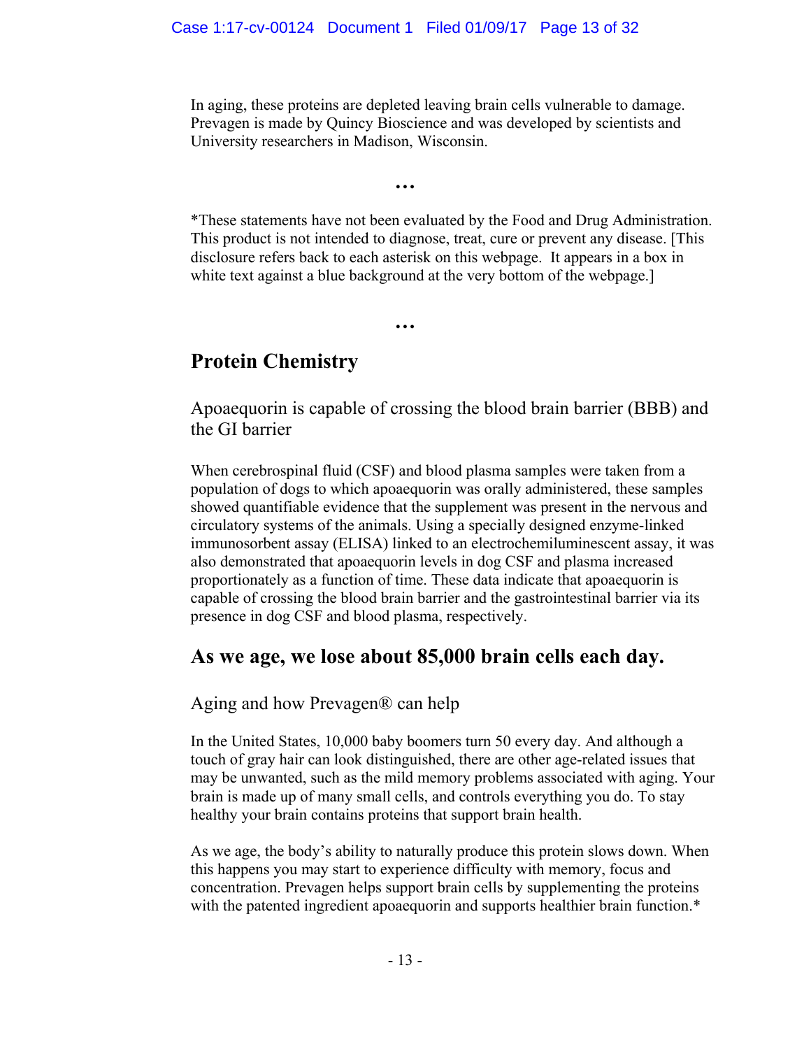In aging, these proteins are depleted leaving brain cells vulnerable to damage. Prevagen is made by Quincy Bioscience and was developed by scientists and University researchers in Madison, Wisconsin.

…

*These statements have not been evaluated by the Food and Drug Administration. This product is not intended to diagnose, treat, cure or prevent any disease. [This disclosure refers back to each asterisk on this webpage. It appears in a box in white text against a blue background at the very bottom of the webpage.]

…

## Protein Chemistry

Apoaequorin is capable of crossing the blood brain barrier (BBB) and the GI barrier

When cerebrospinal fluid (CSF) and blood plasma samples were taken from a population of dogs to which apoaequorin was orally administered, these samples showed quantifiable evidence that the supplement was present in the nervous and circulatory systems of the animals. Using a specially designed enzyme-linked immunosorbent assay (ELISA) linked to an electrochemiluminescent assay, it was also demonstrated that apoaequorin levels in dog CSF and plasma increased proportionately as a function of time. These data indicate that apoaequorin is capable of crossing the blood brain barrier and the gastrointestinal barrier via its presence in dog CSF and blood plasma, respectively.

## As we age, we lose about 85,000 brain cells each day.

Aging and how Prevagen® can help

In the United States, 10,000 baby boomers turn 50 every day. And although a touch of gray hair can look distinguished, there are other age-related issues that may be unwanted, such as the mild memory problems associated with aging. Your brain is made up of many small cells, and controls everything you do. To stay healthy your brain contains proteins that support brain health.

As we age, the body's ability to naturally produce this protein slows down. When this happens you may start to experience difficulty with memory, focus and concentration. Prevagen helps support brain cells by supplementing the proteins with the patented ingredient apoaequorin and supports healthier brain function.*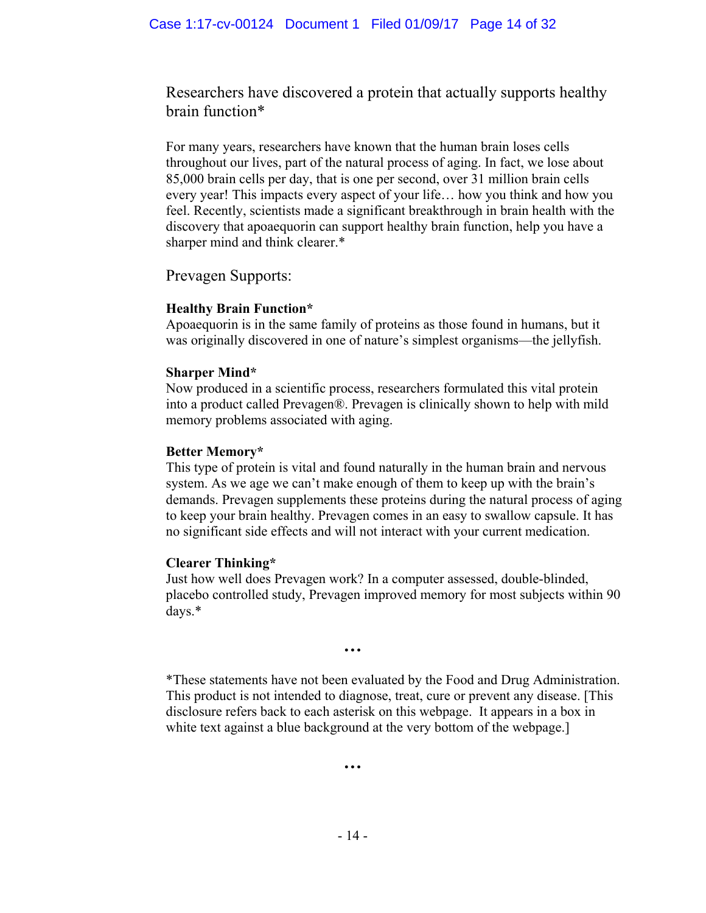Researchers have discovered a protein that actually supports healthy brain function*

For many years, researchers have known that the human brain loses cells throughout our lives, part of the natural process of aging. In fact, we lose about 85,000 brain cells per day, that is one per second, over 31 million brain cells every year! This impacts every aspect of your life… how you think and how you feel. Recently, scientists made a significant breakthrough in brain health with the discovery that apoaequorin can support healthy brain function, help you have a sharper mind and think clearer.*

Prevagen Supports:

**Healthy Brain Function***
Apoaequorin is in the same family of proteins as those found in humans, but it was originally discovered in one of nature's simplest organisms—the jellyfish.

**Sharper Mind***
Now produced in a scientific process, researchers formulated this vital protein into a product called Prevagen®. Prevagen is clinically shown to help with mild memory problems associated with aging.

**Better Memory***
This type of protein is vital and found naturally in the human brain and nervous system. As we age we can't make enough of them to keep up with the brain's demands. Prevagen supplements these proteins during the natural process of aging to keep your brain healthy. Prevagen comes in an easy to swallow capsule. It has no significant side effects and will not interact with your current medication.

**Clearer Thinking***
Just how well does Prevagen work? In a computer assessed, double-blinded, placebo controlled study, Prevagen improved memory for most subjects within 90 days.*

…

*These statements have not been evaluated by the Food and Drug Administration. This product is not intended to diagnose, treat, cure or prevent any disease. [This disclosure refers back to each asterisk on this webpage. It appears in a box in white text against a blue background at the very bottom of the webpage.]

…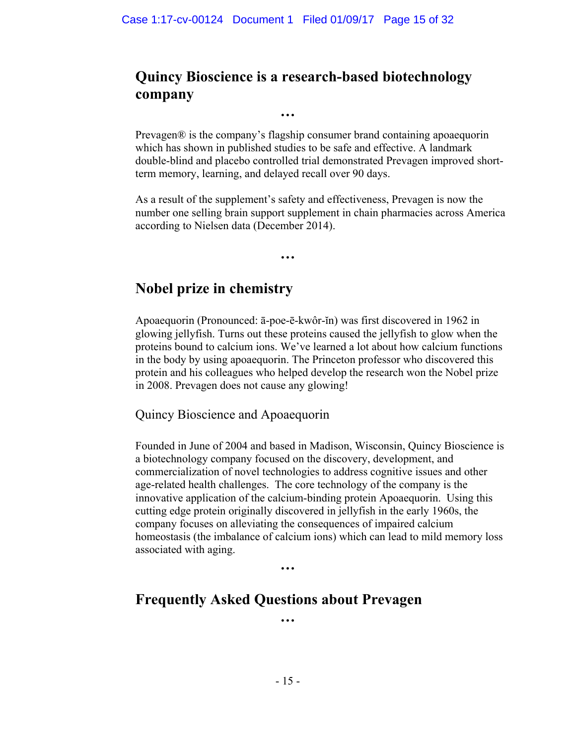## Quincy Bioscience is a research-based biotechnology company

…

Prevagen® is the company's flagship consumer brand containing apoaequorin which has shown in published studies to be safe and effective. A landmark double-blind and placebo controlled trial demonstrated Prevagen improved short-term memory, learning, and delayed recall over 90 days.

As a result of the supplement's safety and effectiveness, Prevagen is now the number one selling brain support supplement in chain pharmacies across America according to Nielsen data (December 2014).

…

## Nobel prize in chemistry

Apoaequorin (Pronounced: ā-poe-ē-kwôr-ĭn) was first discovered in 1962 in glowing jellyfish. Turns out these proteins caused the jellyfish to glow when the proteins bound to calcium ions. We've learned a lot about how calcium functions in the body by using apoaequorin. The Princeton professor who discovered this protein and his colleagues who helped develop the research won the Nobel prize in 2008. Prevagen does not cause any glowing!

### Quincy Bioscience and Apoaequorin

Founded in June of 2004 and based in Madison, Wisconsin, Quincy Bioscience is a biotechnology company focused on the discovery, development, and commercialization of novel technologies to address cognitive issues and other age-related health challenges. The core technology of the company is the innovative application of the calcium-binding protein Apoaequorin. Using this cutting edge protein originally discovered in jellyfish in the early 1960s, the company focuses on alleviating the consequences of impaired calcium homeostasis (the imbalance of calcium ions) which can lead to mild memory loss associated with aging.

…

## Frequently Asked Questions about Prevagen

…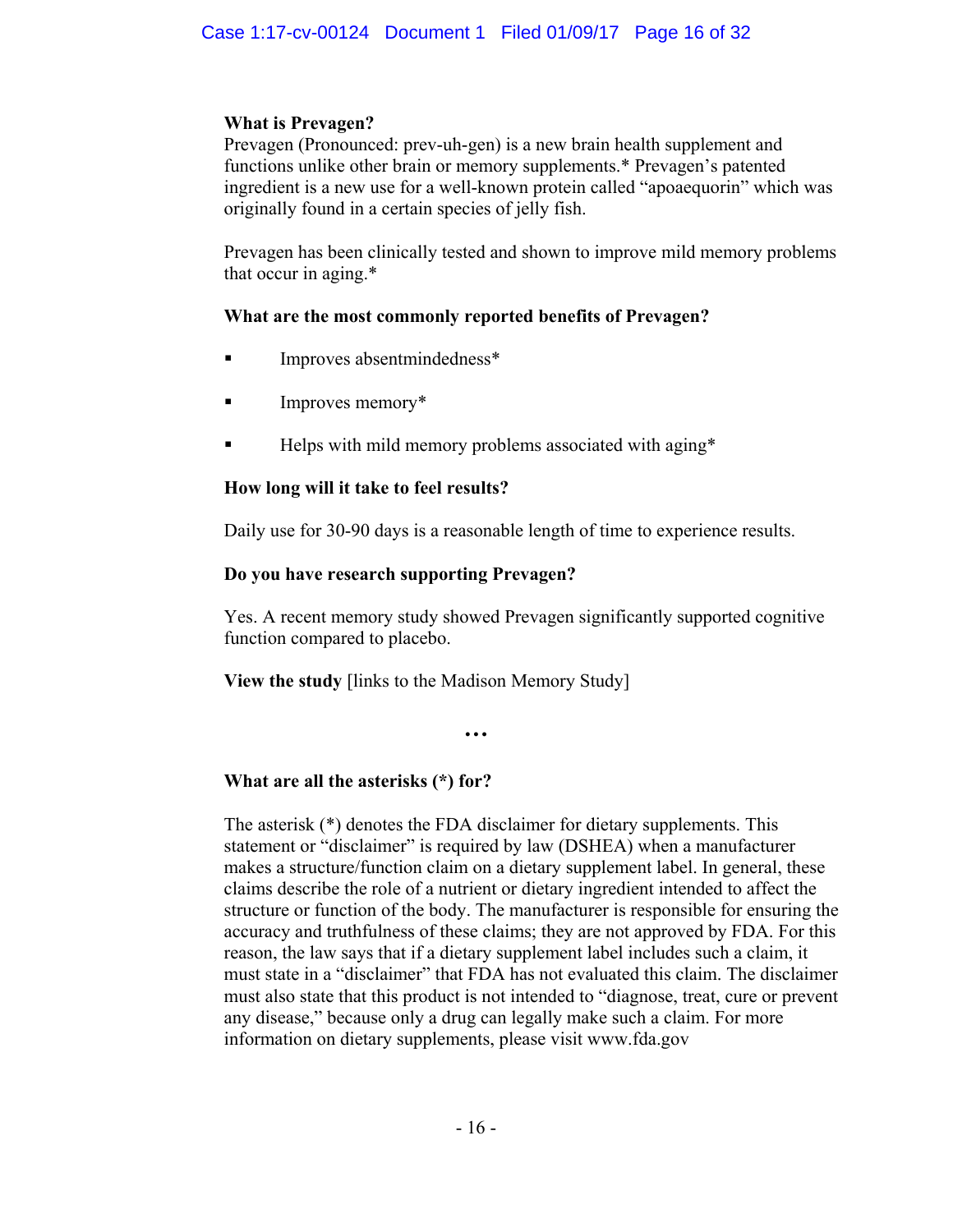**What is Prevagen?**
Prevagen (Pronounced: prev-uh-gen) is a new brain health supplement and functions unlike other brain or memory supplements.* Prevagen's patented ingredient is a new use for a well-known protein called "apoaequorin" which was originally found in a certain species of jelly fish.

Prevagen has been clinically tested and shown to improve mild memory problems that occur in aging.*

**What are the most commonly reported benefits of Prevagen?**

- Improves absentmindedness*
- Improves memory*
- Helps with mild memory problems associated with aging*

**How long will it take to feel results?**

Daily use for 30-90 days is a reasonable length of time to experience results.

**Do you have research supporting Prevagen?**

Yes. A recent memory study showed Prevagen significantly supported cognitive function compared to placebo.

**View the study** [links to the Madison Memory Study]

…

**What are all the asterisks (*) for?**

The asterisk (*) denotes the FDA disclaimer for dietary supplements. This statement or "disclaimer" is required by law (DSHEA) when a manufacturer makes a structure/function claim on a dietary supplement label. In general, these claims describe the role of a nutrient or dietary ingredient intended to affect the structure or function of the body. The manufacturer is responsible for ensuring the accuracy and truthfulness of these claims; they are not approved by FDA. For this reason, the law says that if a dietary supplement label includes such a claim, it must state in a "disclaimer" that FDA has not evaluated this claim. The disclaimer must also state that this product is not intended to "diagnose, treat, cure or prevent any disease," because only a drug can legally make such a claim. For more information on dietary supplements, please visit www.fda.gov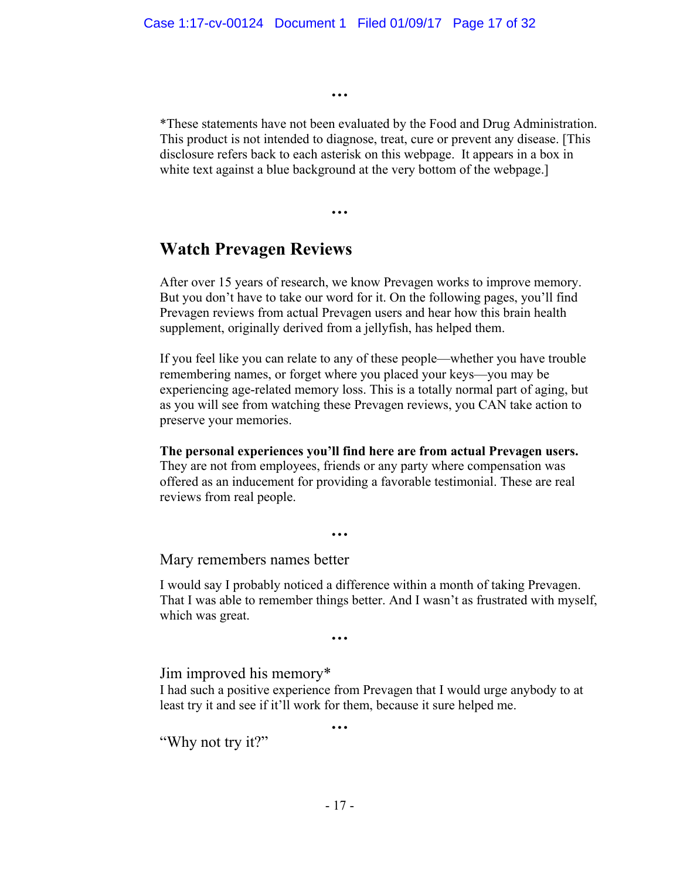…

*These statements have not been evaluated by the Food and Drug Administration. This product is not intended to diagnose, treat, cure or prevent any disease. [This disclosure refers back to each asterisk on this webpage. It appears in a box in white text against a blue background at the very bottom of the webpage.]

…

## Watch Prevagen Reviews

After over 15 years of research, we know Prevagen works to improve memory. But you don't have to take our word for it. On the following pages, you'll find Prevagen reviews from actual Prevagen users and hear how this brain health supplement, originally derived from a jellyfish, has helped them.

If you feel like you can relate to any of these people—whether you have trouble remembering names, or forget where you placed your keys—you may be experiencing age-related memory loss. This is a totally normal part of aging, but as you will see from watching these Prevagen reviews, you CAN take action to preserve your memories.

**The personal experiences you'll find here are from actual Prevagen users.** They are not from employees, friends or any party where compensation was offered as an inducement for providing a favorable testimonial. These are real reviews from real people.

…

Mary remembers names better

I would say I probably noticed a difference within a month of taking Prevagen. That I was able to remember things better. And I wasn't as frustrated with myself, which was great.

…

Jim improved his memory*

I had such a positive experience from Prevagen that I would urge anybody to at least try it and see if it'll work for them, because it sure helped me.

…

"Why not try it?"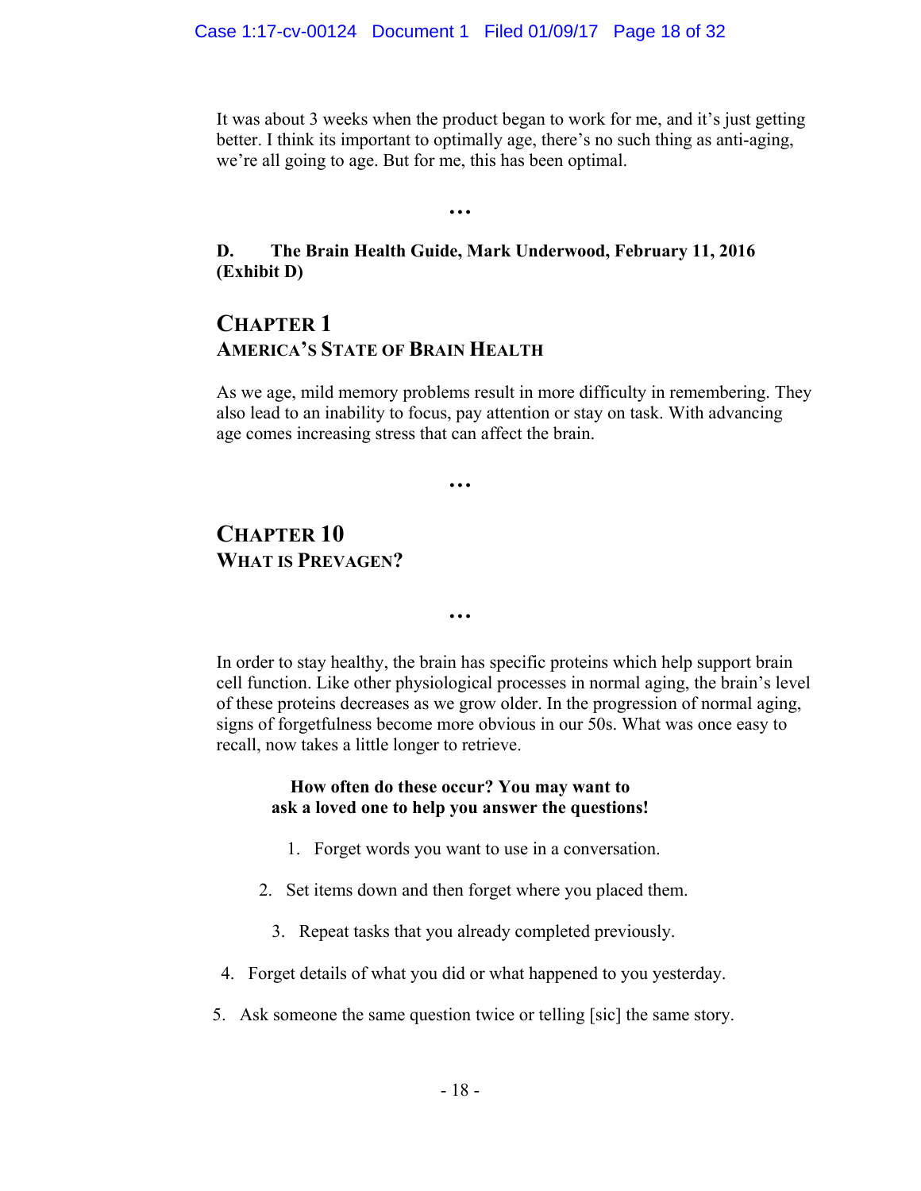It was about 3 weeks when the product began to work for me, and it's just getting better. I think its important to optimally age, there's no such thing as anti-aging, we're all going to age. But for me, this has been optimal.

**…**

**D. The Brain Health Guide, Mark Underwood, February 11, 2016 (Exhibit D)**

## CHAPTER 1
### AMERICA'S STATE OF BRAIN HEALTH

As we age, mild memory problems result in more difficulty in remembering. They also lead to an inability to focus, pay attention or stay on task. With advancing age comes increasing stress that can affect the brain.

**…**

## CHAPTER 10
### WHAT IS PREVAGEN?

**…**

In order to stay healthy, the brain has specific proteins which help support brain cell function. Like other physiological processes in normal aging, the brain's level of these proteins decreases as we grow older. In the progression of normal aging, signs of forgetfulness become more obvious in our 50s. What was once easy to recall, now takes a little longer to retrieve.

**How often do these occur? You may want to ask a loved one to help you answer the questions!**

1. Forget words you want to use in a conversation.
2. Set items down and then forget where you placed them.
3. Repeat tasks that you already completed previously.
4. Forget details of what you did or what happened to you yesterday.
5. Ask someone the same question twice or telling [sic] the same story.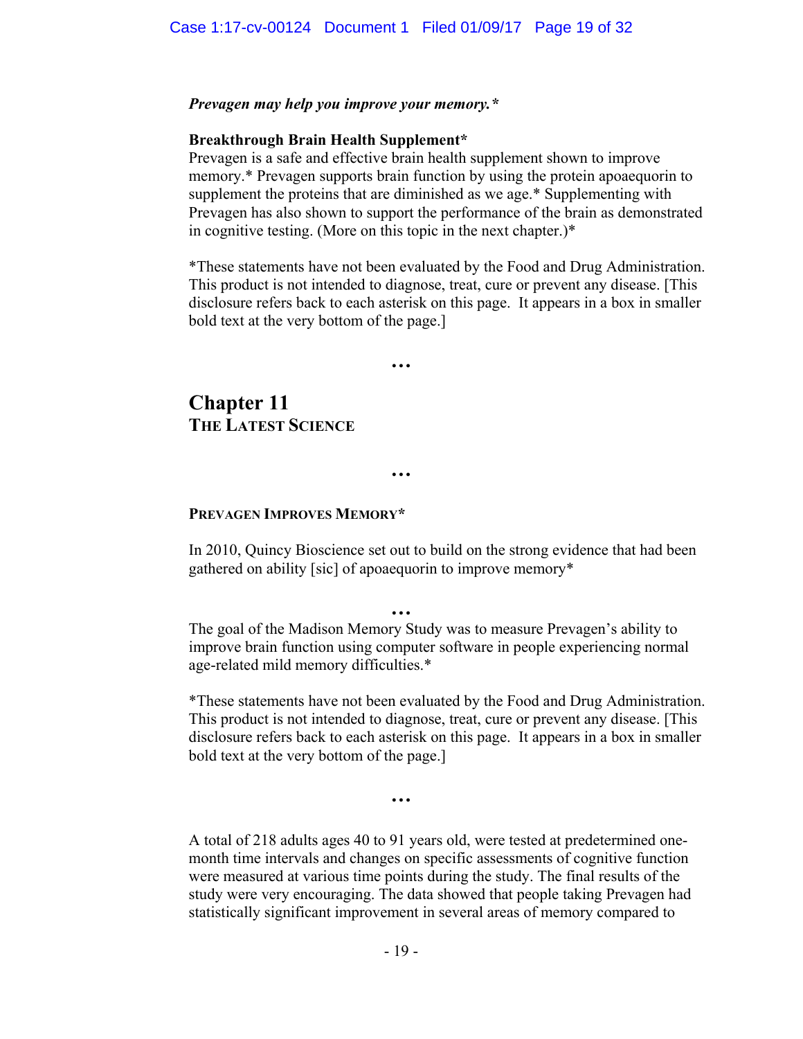***Prevagen may help you improve your memory.****

**Breakthrough Brain Health Supplement***
Prevagen is a safe and effective brain health supplement shown to improve memory.* Prevagen supports brain function by using the protein apoaequorin to supplement the proteins that are diminished as we age.* Supplementing with Prevagen has also shown to support the performance of the brain as demonstrated in cognitive testing. (More on this topic in the next chapter.)*

*These statements have not been evaluated by the Food and Drug Administration. This product is not intended to diagnose, treat, cure or prevent any disease. [This disclosure refers back to each asterisk on this page. It appears in a box in smaller bold text at the very bottom of the page.]

…

## Chapter 11
**THE LATEST SCIENCE**

…

**PREVAGEN IMPROVES MEMORY***

In 2010, Quincy Bioscience set out to build on the strong evidence that had been gathered on ability [sic] of apoaequorin to improve memory*

…

The goal of the Madison Memory Study was to measure Prevagen's ability to improve brain function using computer software in people experiencing normal age-related mild memory difficulties.*

*These statements have not been evaluated by the Food and Drug Administration. This product is not intended to diagnose, treat, cure or prevent any disease. [This disclosure refers back to each asterisk on this page. It appears in a box in smaller bold text at the very bottom of the page.]

…

A total of 218 adults ages 40 to 91 years old, were tested at predetermined one-month time intervals and changes on specific assessments of cognitive function were measured at various time points during the study. The final results of the study were very encouraging. The data showed that people taking Prevagen had statistically significant improvement in several areas of memory compared to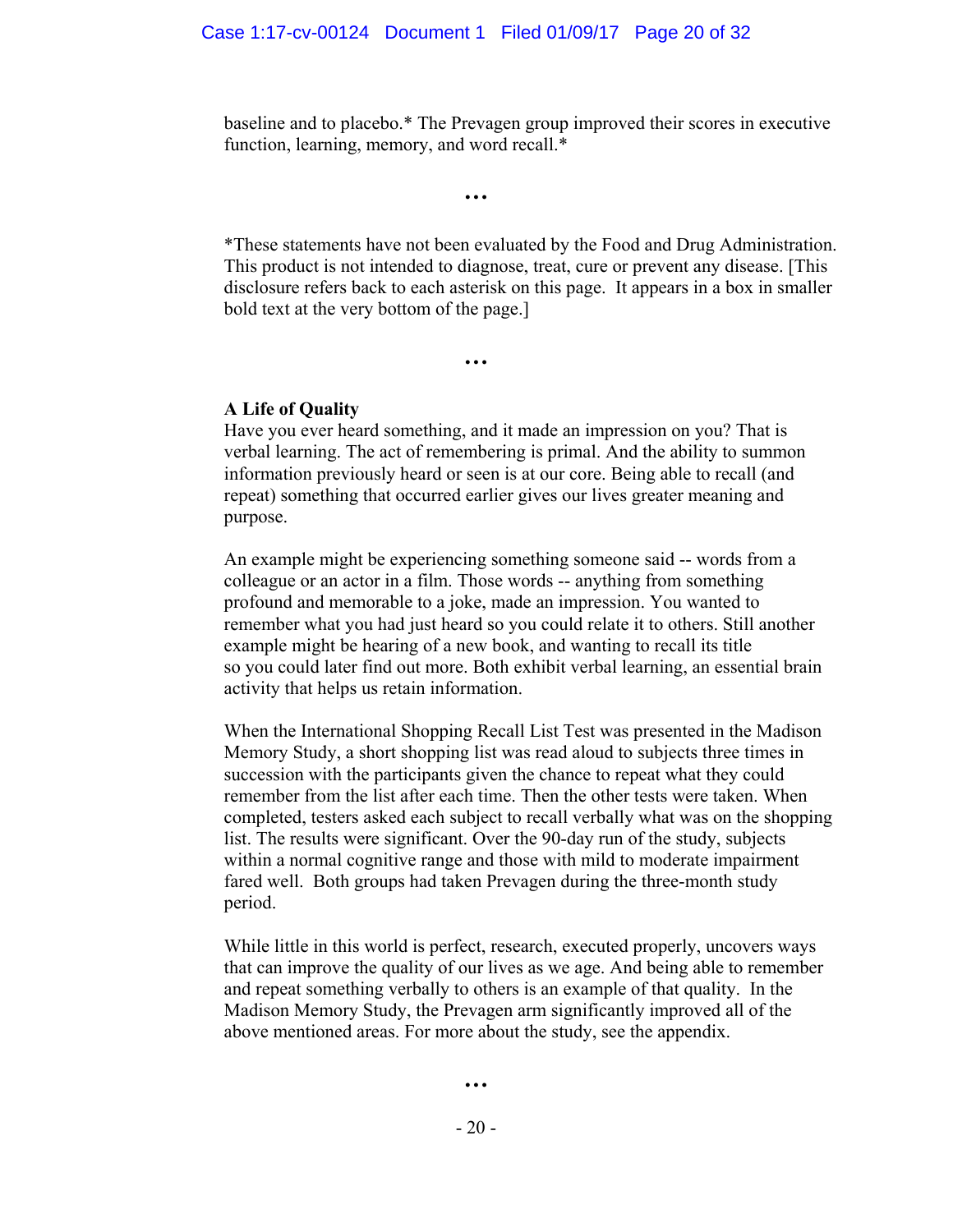baseline and to placebo.* The Prevagen group improved their scores in executive function, learning, memory, and word recall.*

•••

*These statements have not been evaluated by the Food and Drug Administration. This product is not intended to diagnose, treat, cure or prevent any disease. [This disclosure refers back to each asterisk on this page. It appears in a box in smaller bold text at the very bottom of the page.]

•••

**A Life of Quality**

Have you ever heard something, and it made an impression on you? That is verbal learning. The act of remembering is primal. And the ability to summon information previously heard or seen is at our core. Being able to recall (and repeat) something that occurred earlier gives our lives greater meaning and purpose.

An example might be experiencing something someone said -- words from a colleague or an actor in a film. Those words -- anything from something profound and memorable to a joke, made an impression. You wanted to remember what you had just heard so you could relate it to others. Still another example might be hearing of a new book, and wanting to recall its title so you could later find out more. Both exhibit verbal learning, an essential brain activity that helps us retain information.

When the International Shopping Recall List Test was presented in the Madison Memory Study, a short shopping list was read aloud to subjects three times in succession with the participants given the chance to repeat what they could remember from the list after each time. Then the other tests were taken. When completed, testers asked each subject to recall verbally what was on the shopping list. The results were significant. Over the 90-day run of the study, subjects within a normal cognitive range and those with mild to moderate impairment fared well. Both groups had taken Prevagen during the three-month study period.

While little in this world is perfect, research, executed properly, uncovers ways that can improve the quality of our lives as we age. And being able to remember and repeat something verbally to others is an example of that quality. In the Madison Memory Study, the Prevagen arm significantly improved all of the above mentioned areas. For more about the study, see the appendix.

•••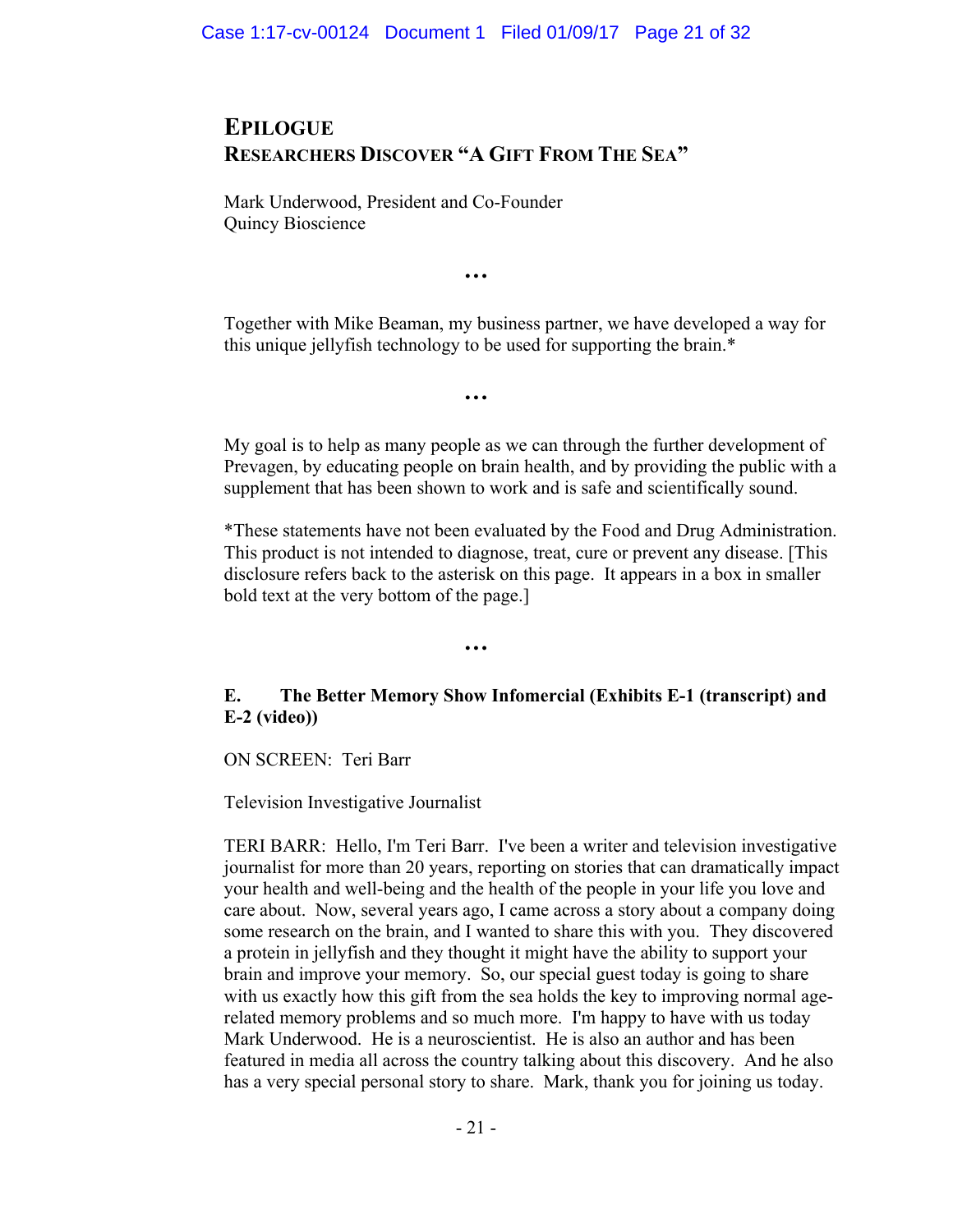# EPILOGUE
## RESEARCHERS DISCOVER "A GIFT FROM THE SEA"

Mark Underwood, President and Co-Founder
Quincy Bioscience

…

Together with Mike Beaman, my business partner, we have developed a way for this unique jellyfish technology to be used for supporting the brain.*

…

My goal is to help as many people as we can through the further development of Prevagen, by educating people on brain health, and by providing the public with a supplement that has been shown to work and is safe and scientifically sound.

*These statements have not been evaluated by the Food and Drug Administration. This product is not intended to diagnose, treat, cure or prevent any disease. [This disclosure refers back to the asterisk on this page. It appears in a box in smaller bold text at the very bottom of the page.]

…

**E. The Better Memory Show Infomercial (Exhibits E-1 (transcript) and E-2 (video))**

ON SCREEN: Teri Barr

Television Investigative Journalist

TERI BARR: Hello, I'm Teri Barr. I've been a writer and television investigative journalist for more than 20 years, reporting on stories that can dramatically impact your health and well-being and the health of the people in your life you love and care about. Now, several years ago, I came across a story about a company doing some research on the brain, and I wanted to share this with you. They discovered a protein in jellyfish and they thought it might have the ability to support your brain and improve your memory. So, our special guest today is going to share with us exactly how this gift from the sea holds the key to improving normal age-related memory problems and so much more. I'm happy to have with us today Mark Underwood. He is a neuroscientist. He is also an author and has been featured in media all across the country talking about this discovery. And he also has a very special personal story to share. Mark, thank you for joining us today.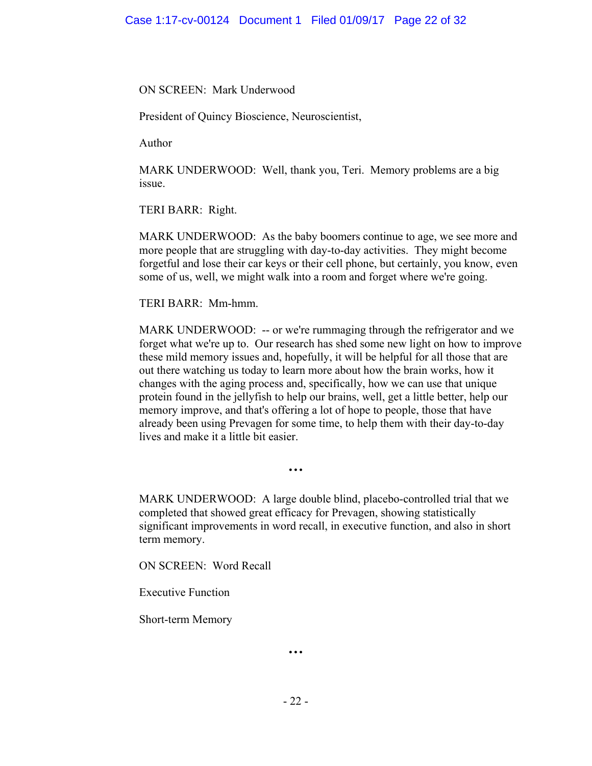ON SCREEN: Mark Underwood

President of Quincy Bioscience, Neuroscientist,

Author

MARK UNDERWOOD: Well, thank you, Teri. Memory problems are a big issue.

TERI BARR: Right.

MARK UNDERWOOD: As the baby boomers continue to age, we see more and more people that are struggling with day-to-day activities. They might become forgetful and lose their car keys or their cell phone, but certainly, you know, even some of us, well, we might walk into a room and forget where we're going.

TERI BARR: Mm-hmm.

MARK UNDERWOOD: -- or we're rummaging through the refrigerator and we forget what we're up to. Our research has shed some new light on how to improve these mild memory issues and, hopefully, it will be helpful for all those that are out there watching us today to learn more about how the brain works, how it changes with the aging process and, specifically, how we can use that unique protein found in the jellyfish to help our brains, well, get a little better, help our memory improve, and that's offering a lot of hope to people, those that have already been using Prevagen for some time, to help them with their day-to-day lives and make it a little bit easier.

…

MARK UNDERWOOD: A large double blind, placebo-controlled trial that we completed that showed great efficacy for Prevagen, showing statistically significant improvements in word recall, in executive function, and also in short term memory.

ON SCREEN: Word Recall

Executive Function

Short-term Memory

…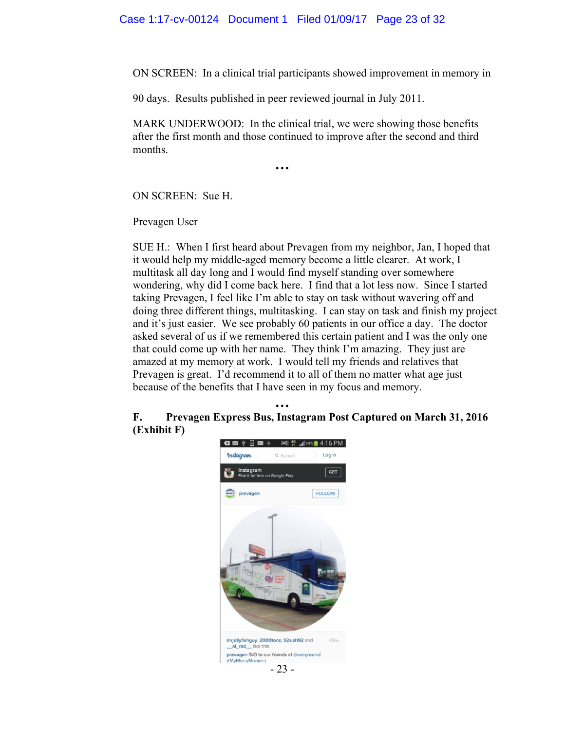ON SCREEN: In a clinical trial participants showed improvement in memory in 90 days. Results published in peer reviewed journal in July 2011.

MARK UNDERWOOD: In the clinical trial, we were showing those benefits after the first month and those continued to improve after the second and third months.

. . .

ON SCREEN: Sue H.

Prevagen User

SUE H.: When I first heard about Prevagen from my neighbor, Jan, I hoped that it would help my middle-aged memory become a little clearer. At work, I multitask all day long and I would find myself standing over somewhere wondering, why did I come back here. I find that a lot less now. Since I started taking Prevagen, I feel like I'm able to stay on task without wavering off and doing three different things, multitasking. I can stay on task and finish my project and it's just easier. We see probably 60 patients in our office a day. The doctor asked several of us if we remembered this certain patient and I was the only one that could come up with her name. They think I'm amazing. They just are amazed at my memory at work. I would tell my friends and relatives that Prevagen is great. I'd recommend it to all of them no matter what age just because of the benefits that I have seen in my focus and memory.

. . .

**F. Prevagen Express Bus, Instagram Post Captured on March 31, 2016 (Exhibit F)**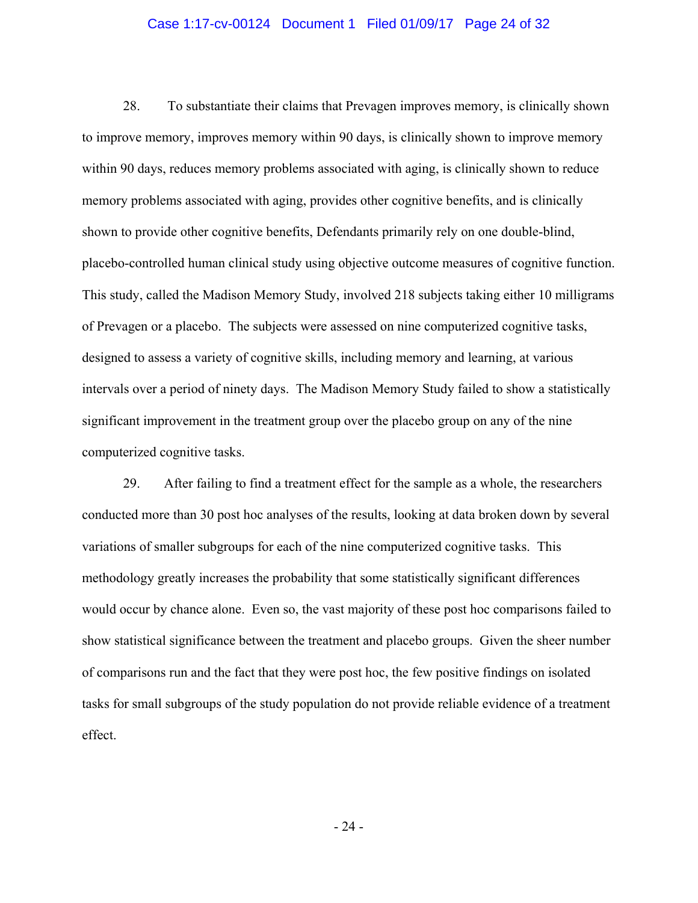28. To substantiate their claims that Prevagen improves memory, is clinically shown to improve memory, improves memory within 90 days, is clinically shown to improve memory within 90 days, reduces memory problems associated with aging, is clinically shown to reduce memory problems associated with aging, provides other cognitive benefits, and is clinically shown to provide other cognitive benefits, Defendants primarily rely on one double-blind, placebo-controlled human clinical study using objective outcome measures of cognitive function. This study, called the Madison Memory Study, involved 218 subjects taking either 10 milligrams of Prevagen or a placebo. The subjects were assessed on nine computerized cognitive tasks, designed to assess a variety of cognitive skills, including memory and learning, at various intervals over a period of ninety days. The Madison Memory Study failed to show a statistically significant improvement in the treatment group over the placebo group on any of the nine computerized cognitive tasks.

29. After failing to find a treatment effect for the sample as a whole, the researchers conducted more than 30 post hoc analyses of the results, looking at data broken down by several variations of smaller subgroups for each of the nine computerized cognitive tasks. This methodology greatly increases the probability that some statistically significant differences would occur by chance alone. Even so, the vast majority of these post hoc comparisons failed to show statistical significance between the treatment and placebo groups. Given the sheer number of comparisons run and the fact that they were post hoc, the few positive findings on isolated tasks for small subgroups of the study population do not provide reliable evidence of a treatment effect.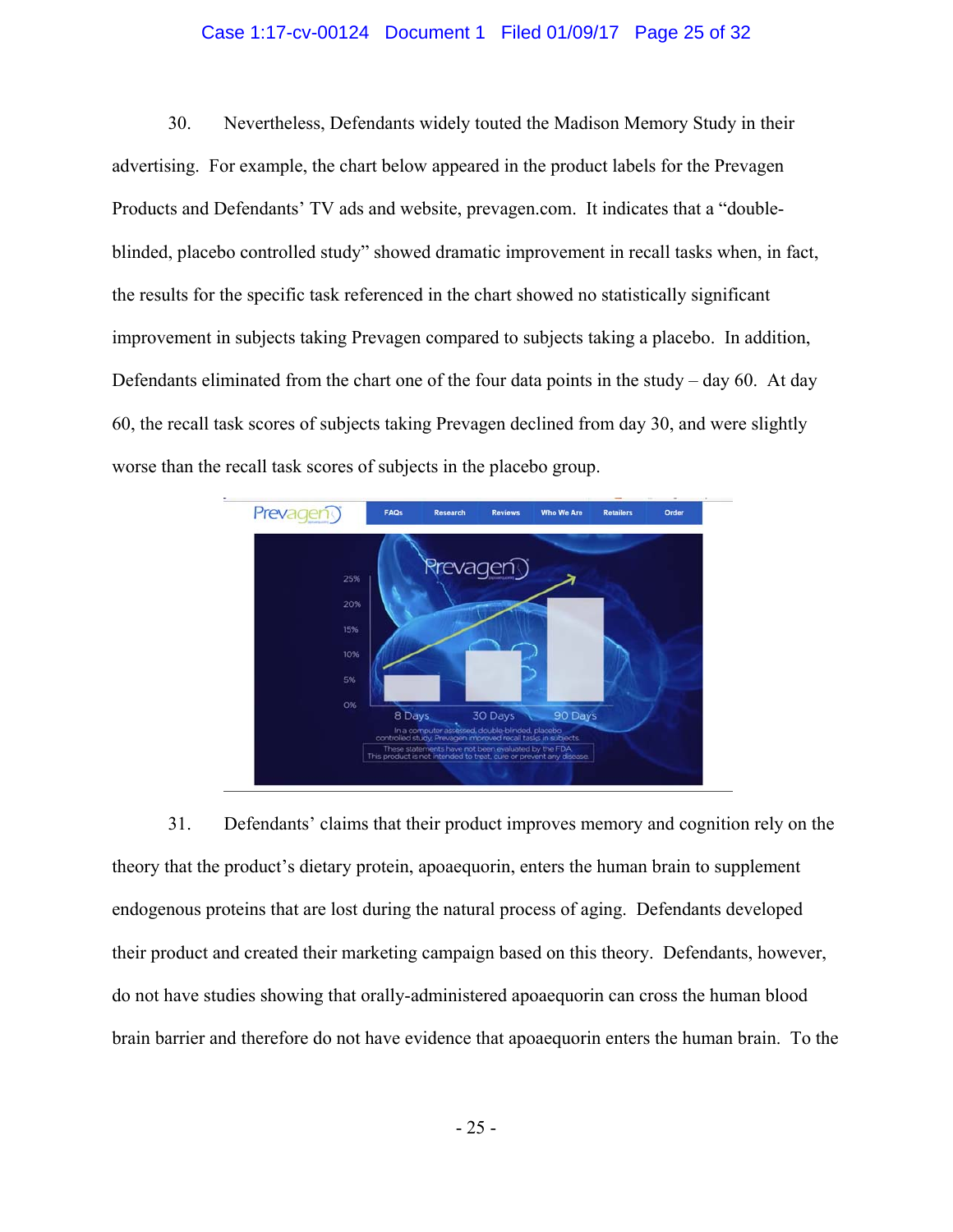30. Nevertheless, Defendants widely touted the Madison Memory Study in their advertising. For example, the chart below appeared in the product labels for the Prevagen Products and Defendants' TV ads and website, prevagen.com. It indicates that a "double-blinded, placebo controlled study" showed dramatic improvement in recall tasks when, in fact, the results for the specific task referenced in the chart showed no statistically significant improvement in subjects taking Prevagen compared to subjects taking a placebo. In addition, Defendants eliminated from the chart one of the four data points in the study – day 60. At day 60, the recall task scores of subjects taking Prevagen declined from day 30, and were slightly worse than the recall task scores of subjects in the placebo group.

31. Defendants' claims that their product improves memory and cognition rely on the theory that the product's dietary protein, apoaequorin, enters the human brain to supplement endogenous proteins that are lost during the natural process of aging. Defendants developed their product and created their marketing campaign based on this theory. Defendants, however, do not have studies showing that orally-administered apoaequorin can cross the human blood brain barrier and therefore do not have evidence that apoaequorin enters the human brain. To the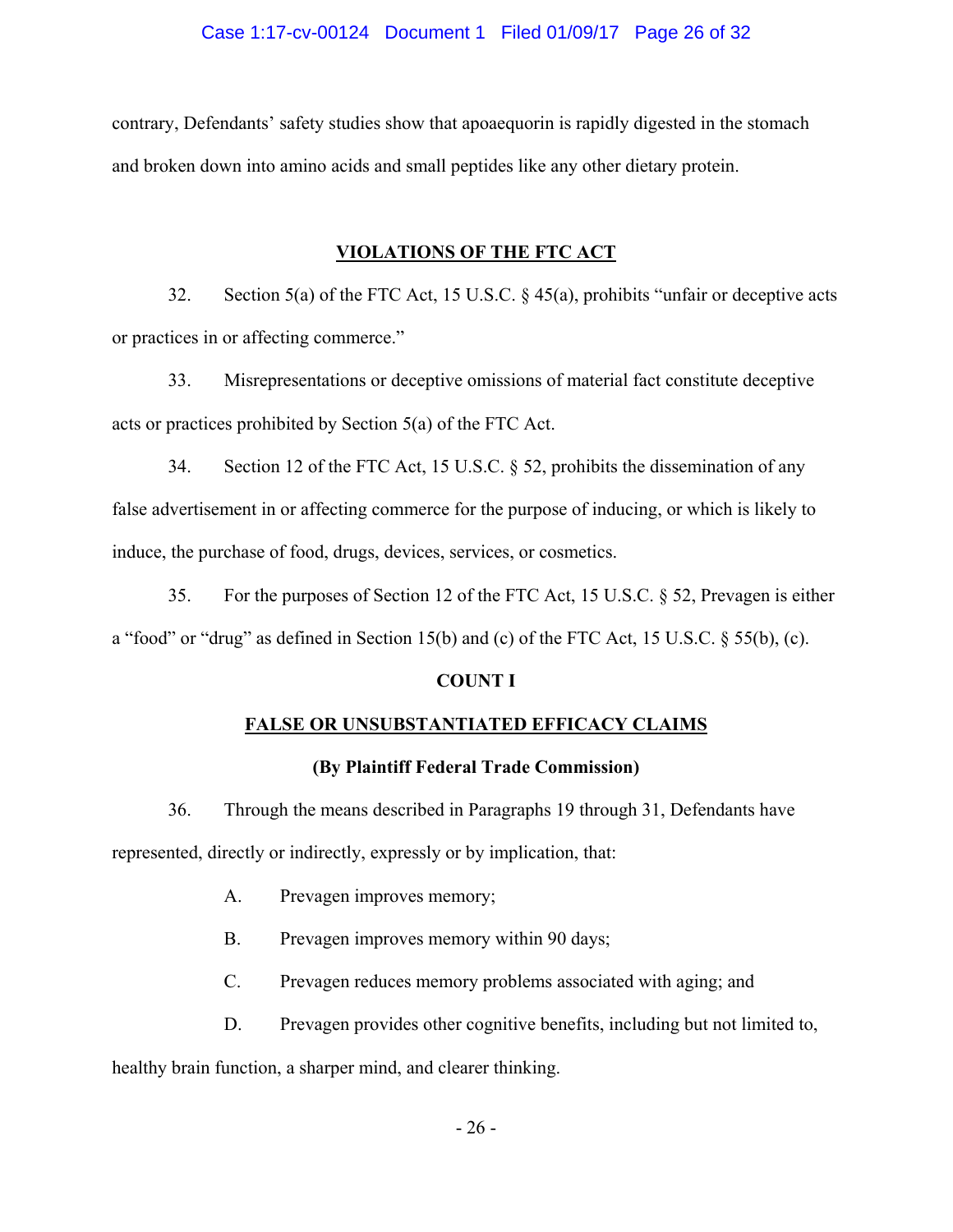contrary, Defendants' safety studies show that apoaequorin is rapidly digested in the stomach and broken down into amino acids and small peptides like any other dietary protein.

## VIOLATIONS OF THE FTC ACT

32. Section 5(a) of the FTC Act, 15 U.S.C. § 45(a), prohibits "unfair or deceptive acts or practices in or affecting commerce."

33. Misrepresentations or deceptive omissions of material fact constitute deceptive acts or practices prohibited by Section 5(a) of the FTC Act.

34. Section 12 of the FTC Act, 15 U.S.C. § 52, prohibits the dissemination of any false advertisement in or affecting commerce for the purpose of inducing, or which is likely to induce, the purchase of food, drugs, devices, services, or cosmetics.

35. For the purposes of Section 12 of the FTC Act, 15 U.S.C. § 52, Prevagen is either a "food" or "drug" as defined in Section 15(b) and (c) of the FTC Act, 15 U.S.C. § 55(b), (c).

### COUNT I

### FALSE OR UNSUBSTANTIATED EFFICACY CLAIMS

**(By Plaintiff Federal Trade Commission)**

36. Through the means described in Paragraphs 19 through 31, Defendants have represented, directly or indirectly, expressly or by implication, that:

A. Prevagen improves memory;

B. Prevagen improves memory within 90 days;

C. Prevagen reduces memory problems associated with aging; and

D. Prevagen provides other cognitive benefits, including but not limited to, healthy brain function, a sharper mind, and clearer thinking.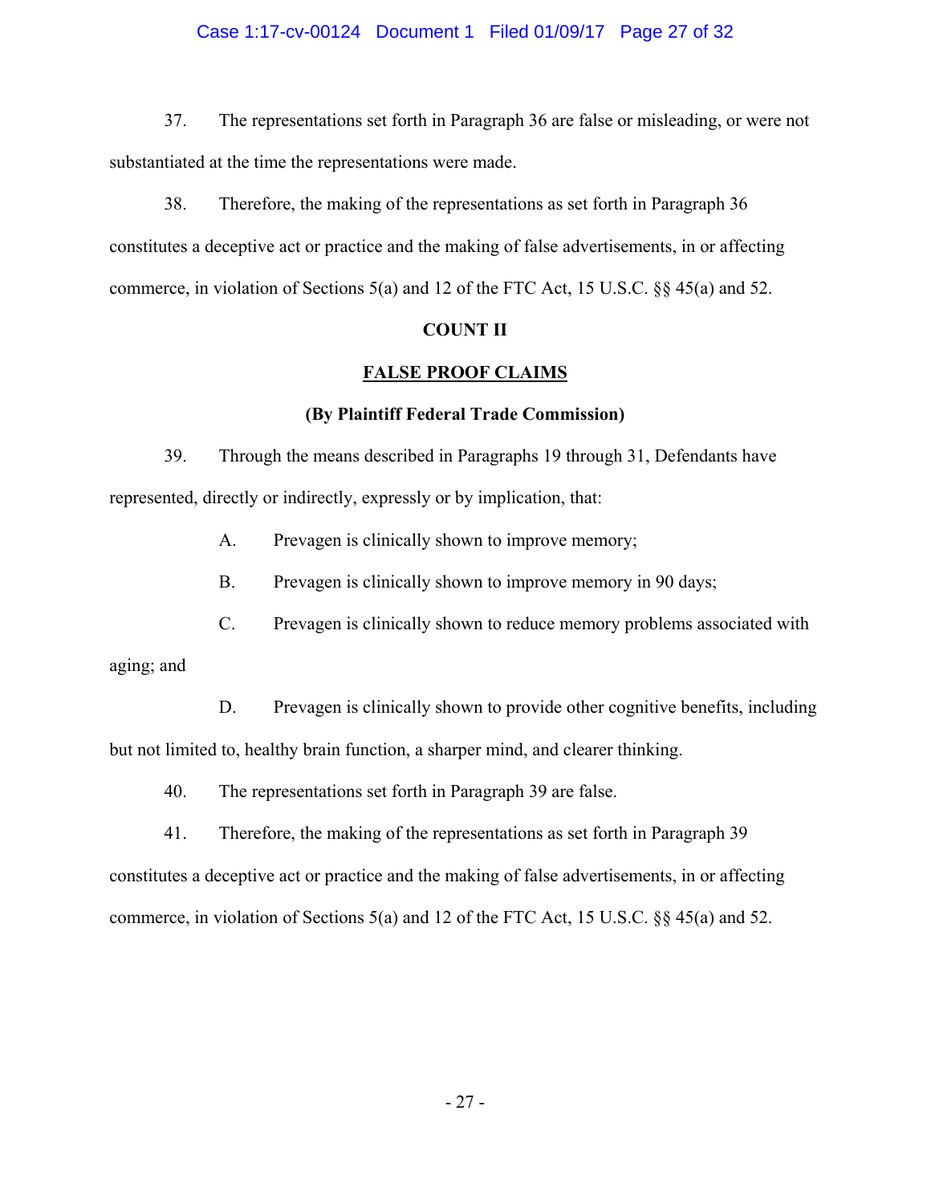37. The representations set forth in Paragraph 36 are false or misleading, or were not substantiated at the time the representations were made.

38. Therefore, the making of the representations as set forth in Paragraph 36 constitutes a deceptive act or practice and the making of false advertisements, in or affecting commerce, in violation of Sections 5(a) and 12 of the FTC Act, 15 U.S.C. §§ 45(a) and 52.

**COUNT II**

**FALSE PROOF CLAIMS**

**(By Plaintiff Federal Trade Commission)**

39. Through the means described in Paragraphs 19 through 31, Defendants have represented, directly or indirectly, expressly or by implication, that:

A. Prevagen is clinically shown to improve memory;

B. Prevagen is clinically shown to improve memory in 90 days;

C. Prevagen is clinically shown to reduce memory problems associated with aging; and

D. Prevagen is clinically shown to provide other cognitive benefits, including but not limited to, healthy brain function, a sharper mind, and clearer thinking.

40. The representations set forth in Paragraph 39 are false.

41. Therefore, the making of the representations as set forth in Paragraph 39 constitutes a deceptive act or practice and the making of false advertisements, in or affecting commerce, in violation of Sections 5(a) and 12 of the FTC Act, 15 U.S.C. §§ 45(a) and 52.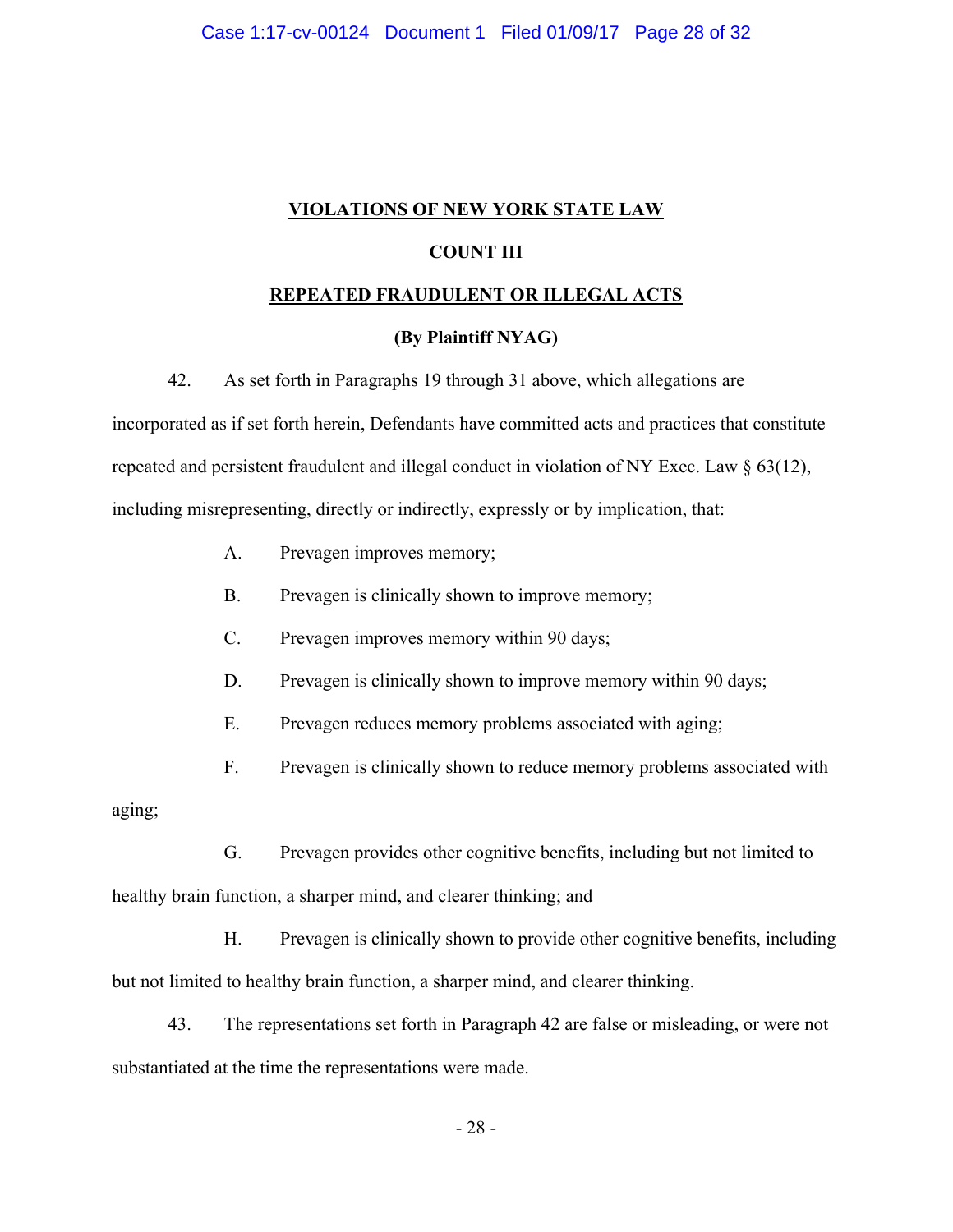## VIOLATIONS OF NEW YORK STATE LAW

### COUNT III

### REPEATED FRAUDULENT OR ILLEGAL ACTS

**(By Plaintiff NYAG)**

42. As set forth in Paragraphs 19 through 31 above, which allegations are incorporated as if set forth herein, Defendants have committed acts and practices that constitute repeated and persistent fraudulent and illegal conduct in violation of NY Exec. Law § 63(12), including misrepresenting, directly or indirectly, expressly or by implication, that:

A. Prevagen improves memory;

B. Prevagen is clinically shown to improve memory;

C. Prevagen improves memory within 90 days;

D. Prevagen is clinically shown to improve memory within 90 days;

E. Prevagen reduces memory problems associated with aging;

F. Prevagen is clinically shown to reduce memory problems associated with aging;

G. Prevagen provides other cognitive benefits, including but not limited to healthy brain function, a sharper mind, and clearer thinking; and

H. Prevagen is clinically shown to provide other cognitive benefits, including but not limited to healthy brain function, a sharper mind, and clearer thinking.

43. The representations set forth in Paragraph 42 are false or misleading, or were not substantiated at the time the representations were made.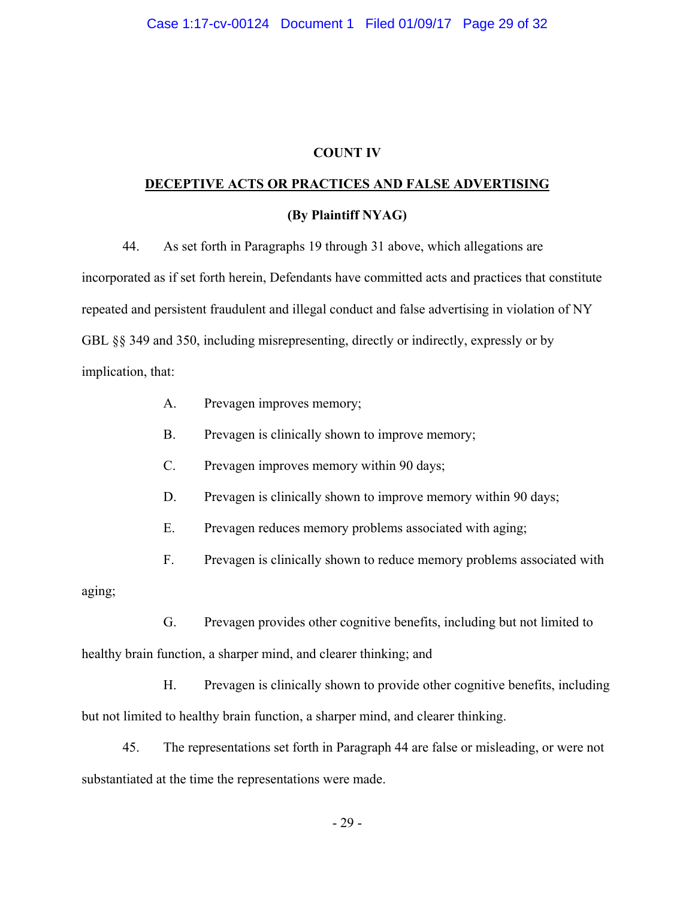**COUNT IV**

**DECEPTIVE ACTS OR PRACTICES AND FALSE ADVERTISING**

**(By Plaintiff NYAG)**

44. As set forth in Paragraphs 19 through 31 above, which allegations are incorporated as if set forth herein, Defendants have committed acts and practices that constitute repeated and persistent fraudulent and illegal conduct and false advertising in violation of NY GBL §§ 349 and 350, including misrepresenting, directly or indirectly, expressly or by implication, that:

A. Prevagen improves memory;

B. Prevagen is clinically shown to improve memory;

C. Prevagen improves memory within 90 days;

D. Prevagen is clinically shown to improve memory within 90 days;

E. Prevagen reduces memory problems associated with aging;

F. Prevagen is clinically shown to reduce memory problems associated with aging;

G. Prevagen provides other cognitive benefits, including but not limited to healthy brain function, a sharper mind, and clearer thinking; and

H. Prevagen is clinically shown to provide other cognitive benefits, including but not limited to healthy brain function, a sharper mind, and clearer thinking.

45. The representations set forth in Paragraph 44 are false or misleading, or were not substantiated at the time the representations were made.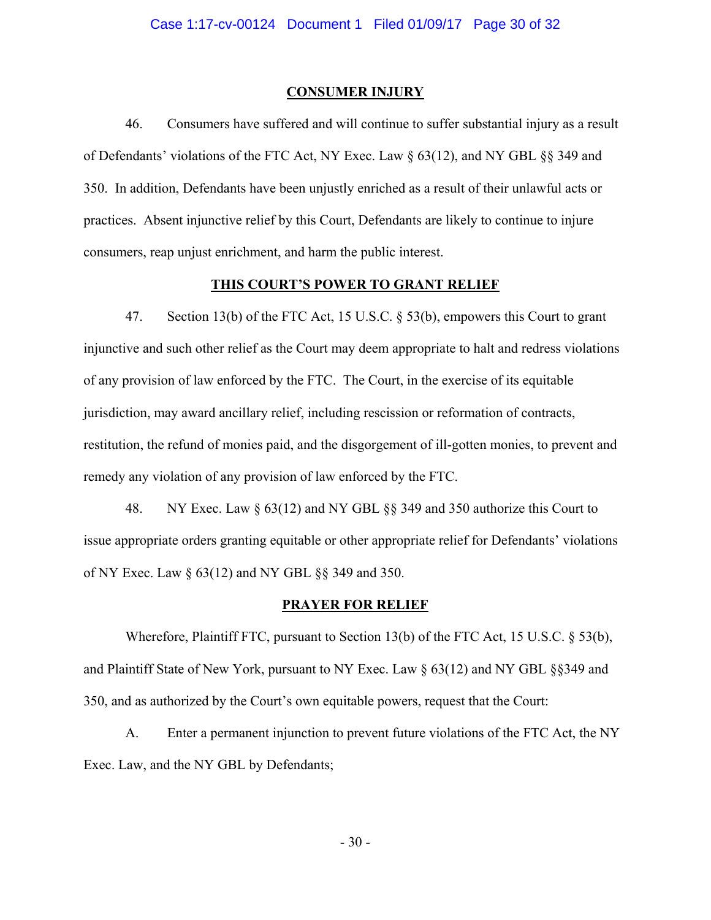## CONSUMER INJURY

46. Consumers have suffered and will continue to suffer substantial injury as a result of Defendants' violations of the FTC Act, NY Exec. Law § 63(12), and NY GBL §§ 349 and 350. In addition, Defendants have been unjustly enriched as a result of their unlawful acts or practices. Absent injunctive relief by this Court, Defendants are likely to continue to injure consumers, reap unjust enrichment, and harm the public interest.

## THIS COURT'S POWER TO GRANT RELIEF

47. Section 13(b) of the FTC Act, 15 U.S.C. § 53(b), empowers this Court to grant injunctive and such other relief as the Court may deem appropriate to halt and redress violations of any provision of law enforced by the FTC. The Court, in the exercise of its equitable jurisdiction, may award ancillary relief, including rescission or reformation of contracts, restitution, the refund of monies paid, and the disgorgement of ill-gotten monies, to prevent and remedy any violation of any provision of law enforced by the FTC.

48. NY Exec. Law § 63(12) and NY GBL §§ 349 and 350 authorize this Court to issue appropriate orders granting equitable or other appropriate relief for Defendants' violations of NY Exec. Law § 63(12) and NY GBL §§ 349 and 350.

## PRAYER FOR RELIEF

Wherefore, Plaintiff FTC, pursuant to Section 13(b) of the FTC Act, 15 U.S.C. § 53(b), and Plaintiff State of New York, pursuant to NY Exec. Law § 63(12) and NY GBL §§349 and 350, and as authorized by the Court's own equitable powers, request that the Court:

A. Enter a permanent injunction to prevent future violations of the FTC Act, the NY Exec. Law, and the NY GBL by Defendants;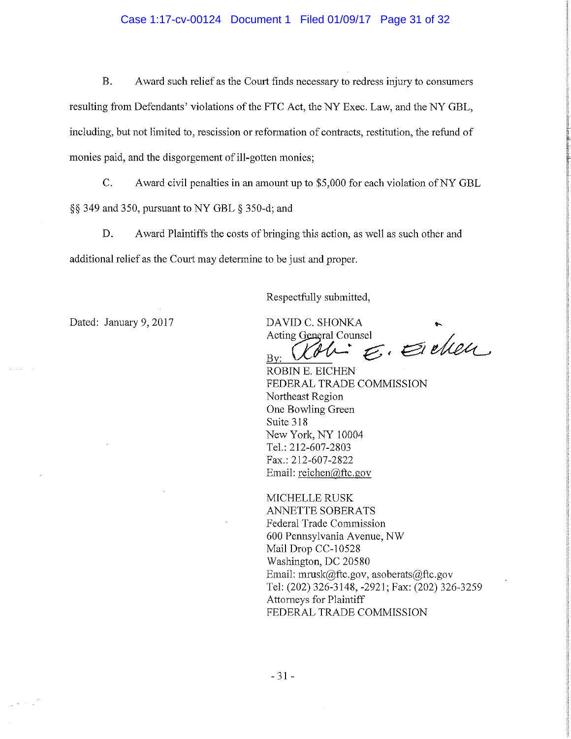B. Award such relief as the Court finds necessary to redress injury to consumers resulting from Defendants' violations of the FTC Act, the NY Exec. Law, and the NY GBL, including, but not limited to, rescission or reformation of contracts, restitution, the refund of monies paid, and the disgorgement of ill-gotten monies;

C. Award civil penalties in an amount up to $5,000 for each violation of NY GBL §§ 349 and 350, pursuant to NY GBL § 350-d; and

D. Award Plaintiffs the costs of bringing this action, as well as such other and additional relief as the Court may determine to be just and proper.

Dated: January 9, 2017

Respectfully submitted,

DAVID C. SHONKA
Acting General Counsel

By: *Robin E. Eichen*
ROBIN E. EICHEN
FEDERAL TRADE COMMISSION
Northeast Region
One Bowling Green
Suite 318
New York, NY 10004
Tel.: 212-607-2803
Fax.: 212-607-2822
Email: reichen@ftc.gov

MICHELLE RUSK
ANNETTE SOBERATS
Federal Trade Commission
600 Pennsylvania Avenue, NW
Mail Drop CC-10528
Washington, DC 20580
Email: mrusk@ftc.gov, asoberats@ftc.gov
Tel: (202) 326-3148, -2921; Fax: (202) 326-3259
Attorneys for Plaintiff
FEDERAL TRADE COMMISSION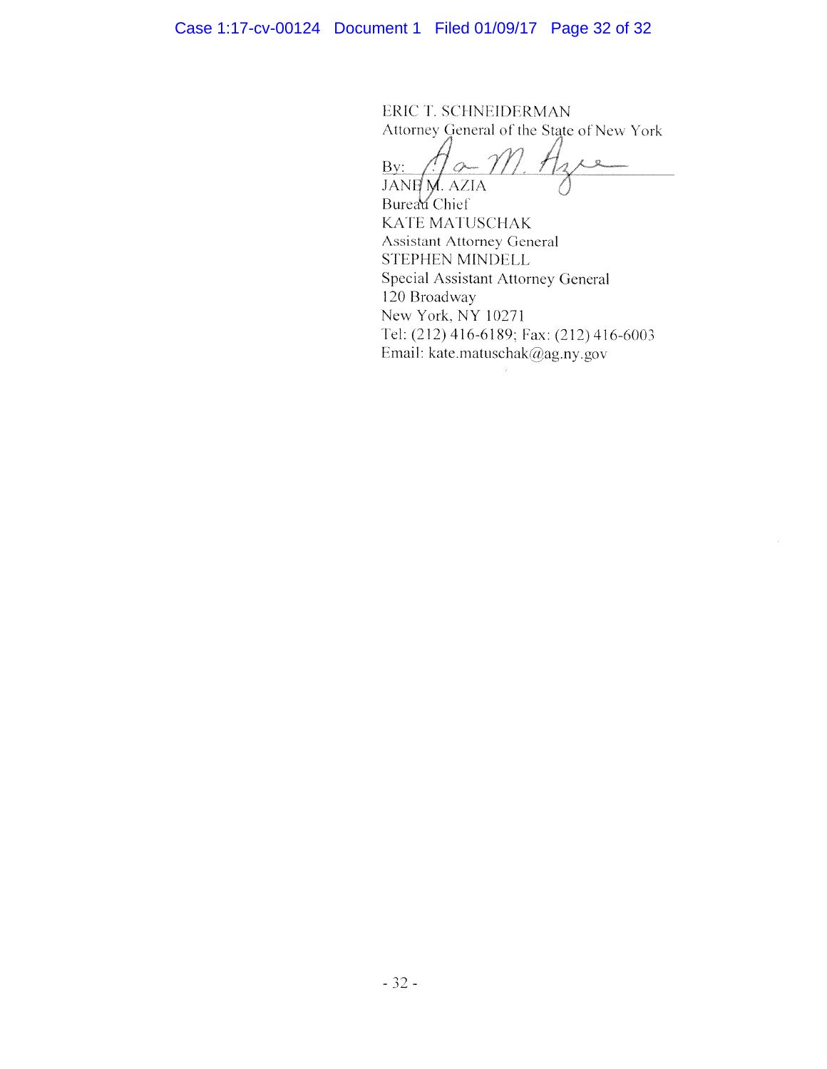ERIC T. SCHNEIDERMAN
Attorney General of the State of New York

By: ______________________
JANE M. AZIA
Bureau Chief
KATE MATUSCHAK
Assistant Attorney General
STEPHEN MINDELL
Special Assistant Attorney General
120 Broadway
New York, NY 10271
Tel: (212) 416-6189; Fax: (212) 416-6003
Email: kate.matuschak@ag.ny.gov